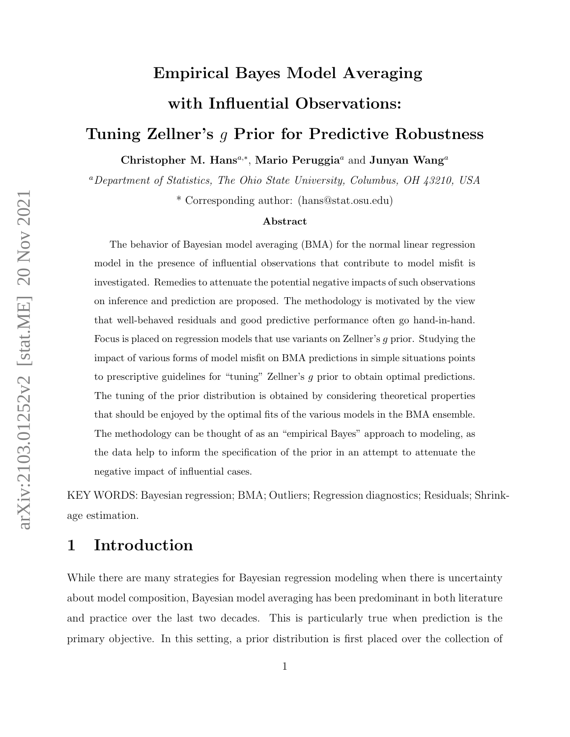# Empirical Bayes Model Averaging with Influential Observations: Tuning Zellner's $g$ Prior for Predictive Robustness

**Christopher M. Hans**[a,*], **Mario Peruggia**[a] and **Junyan Wang**[a]

[a] *Department of Statistics, The Ohio State University, Columbus, OH 43210, USA*

* Corresponding author: (hans@stat.osu.edu)

### Abstract

The behavior of Bayesian model averaging (BMA) for the normal linear regression model in the presence of influential observations that contribute to model misfit is investigated. Remedies to attenuate the potential negative impacts of such observations on inference and prediction are proposed. The methodology is motivated by the view that well-behaved residuals and good predictive performance often go hand-in-hand. Focus is placed on regression models that use variants on Zellner's $g$ prior. Studying the impact of various forms of model misfit on BMA predictions in simple situations points to prescriptive guidelines for "tuning" Zellner's $g$ prior to obtain optimal predictions. The tuning of the prior distribution is obtained by considering theoretical properties that should be enjoyed by the optimal fits of the various models in the BMA ensemble. The methodology can be thought of as an "empirical Bayes" approach to modeling, as the data help to inform the specification of the prior in an attempt to attenuate the negative impact of influential cases.

KEY WORDS: Bayesian regression; BMA; Outliers; Regression diagnostics; Residuals; Shrinkage estimation.

## 1 Introduction

While there are many strategies for Bayesian regression modeling when there is uncertainty about model composition, Bayesian model averaging has been predominant in both literature and practice over the last two decades. This is particularly true when prediction is the primary objective. In this setting, a prior distribution is first placed over the collection of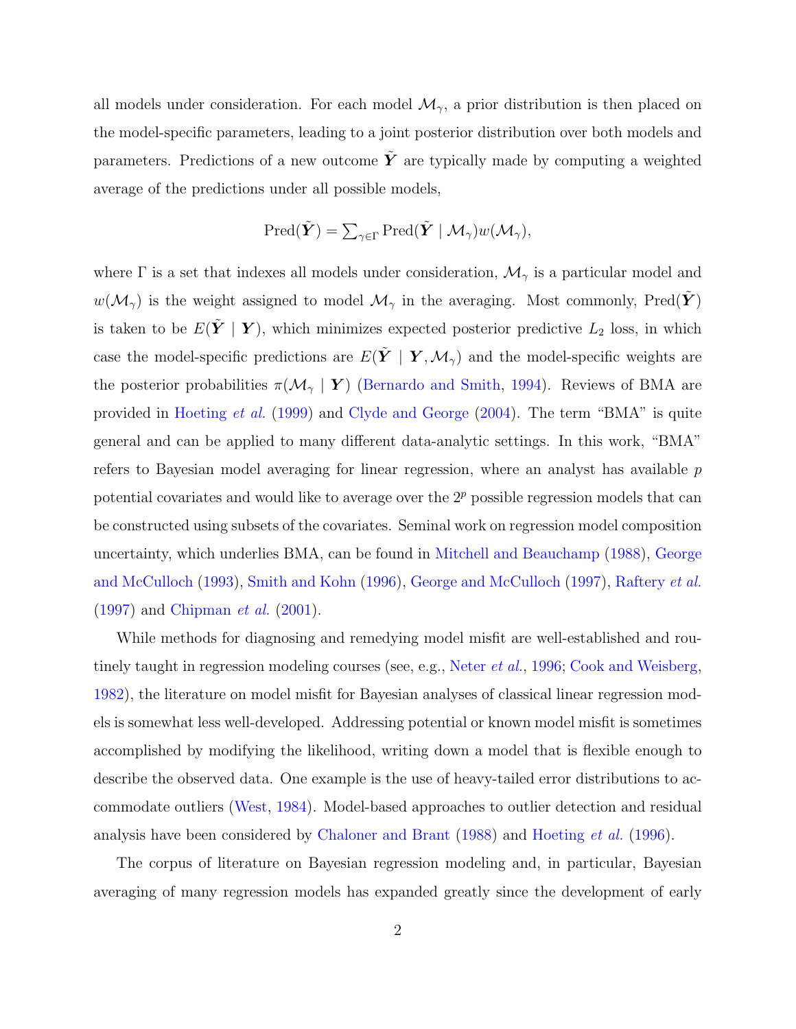all models under consideration. For each model $\mathcal{M}_\gamma$, a prior distribution is then placed on the model-specific parameters, leading to a joint posterior distribution over both models and parameters. Predictions of a new outcome $\tilde{\boldsymbol{Y}}$ are typically made by computing a weighted average of the predictions under all possible models,

$$\text{Pred}(\tilde{\boldsymbol{Y}}) = \textstyle\sum_{\gamma \in \Gamma} \text{Pred}(\tilde{\boldsymbol{Y}} \mid \mathcal{M}_\gamma) w(\mathcal{M}_\gamma),$$

where $\Gamma$ is a set that indexes all models under consideration, $\mathcal{M}_\gamma$ is a particular model and $w(\mathcal{M}_\gamma)$ is the weight assigned to model $\mathcal{M}_\gamma$ in the averaging. Most commonly, $\text{Pred}(\tilde{\boldsymbol{Y}})$ is taken to be $E(\tilde{\boldsymbol{Y}} \mid \boldsymbol{Y})$, which minimizes expected posterior predictive $L_2$ loss, in which case the model-specific predictions are $E(\tilde{\boldsymbol{Y}} \mid \boldsymbol{Y}, \mathcal{M}_\gamma)$ and the model-specific weights are the posterior probabilities $\pi(\mathcal{M}_\gamma \mid \boldsymbol{Y})$ (Bernardo and Smith, 1994). Reviews of BMA are provided in Hoeting *et al.* (1999) and Clyde and George (2004). The term "BMA" is quite general and can be applied to many different data-analytic settings. In this work, "BMA" refers to Bayesian model averaging for linear regression, where an analyst has available $p$ potential covariates and would like to average over the $2^p$ possible regression models that can be constructed using subsets of the covariates. Seminal work on regression model composition uncertainty, which underlies BMA, can be found in Mitchell and Beauchamp (1988), George and McCulloch (1993), Smith and Kohn (1996), George and McCulloch (1997), Raftery *et al.* (1997) and Chipman *et al.* (2001).

While methods for diagnosing and remedying model misfit are well-established and routinely taught in regression modeling courses (see, e.g., Neter *et al.*, 1996; Cook and Weisberg, 1982), the literature on model misfit for Bayesian analyses of classical linear regression models is somewhat less well-developed. Addressing potential or known model misfit is sometimes accomplished by modifying the likelihood, writing down a model that is flexible enough to describe the observed data. One example is the use of heavy-tailed error distributions to accommodate outliers (West, 1984). Model-based approaches to outlier detection and residual analysis have been considered by Chaloner and Brant (1988) and Hoeting *et al.* (1996).

The corpus of literature on Bayesian regression modeling and, in particular, Bayesian averaging of many regression models has expanded greatly since the development of early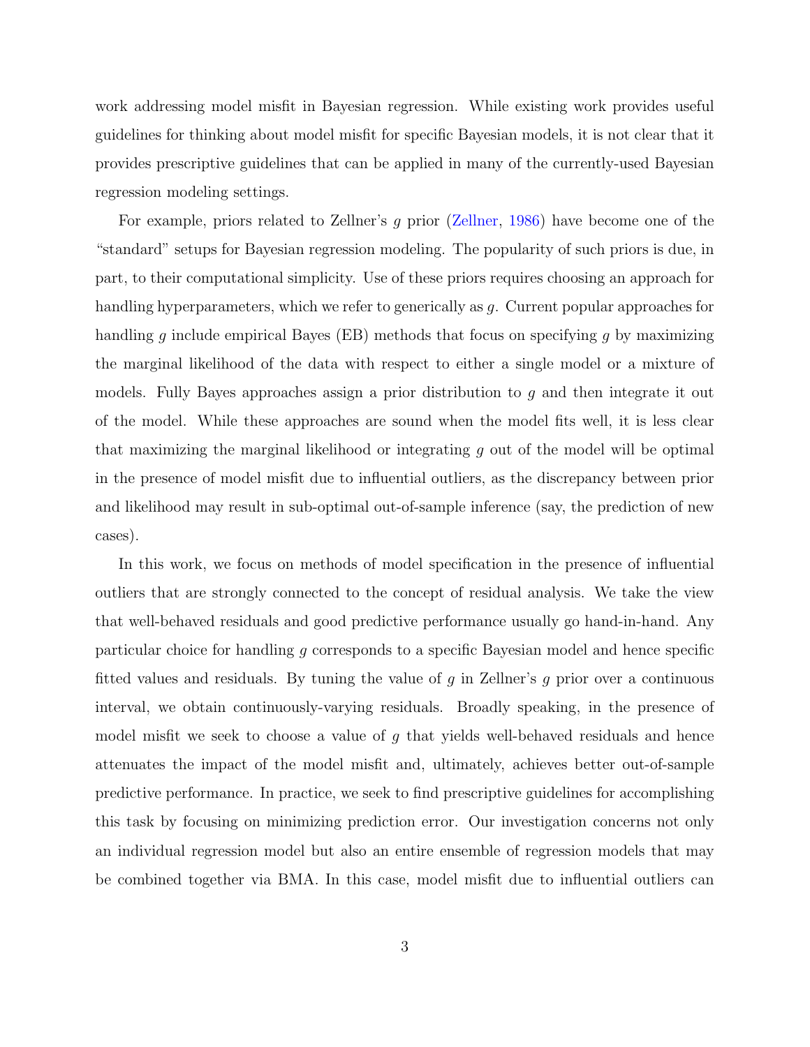work addressing model misfit in Bayesian regression. While existing work provides useful guidelines for thinking about model misfit for specific Bayesian models, it is not clear that it provides prescriptive guidelines that can be applied in many of the currently-used Bayesian regression modeling settings.

For example, priors related to Zellner's $g$ prior (Zellner, 1986) have become one of the "standard" setups for Bayesian regression modeling. The popularity of such priors is due, in part, to their computational simplicity. Use of these priors requires choosing an approach for handling hyperparameters, which we refer to generically as $g$. Current popular approaches for handling $g$ include empirical Bayes (EB) methods that focus on specifying $g$ by maximizing the marginal likelihood of the data with respect to either a single model or a mixture of models. Fully Bayes approaches assign a prior distribution to $g$ and then integrate it out of the model. While these approaches are sound when the model fits well, it is less clear that maximizing the marginal likelihood or integrating $g$ out of the model will be optimal in the presence of model misfit due to influential outliers, as the discrepancy between prior and likelihood may result in sub-optimal out-of-sample inference (say, the prediction of new cases).

In this work, we focus on methods of model specification in the presence of influential outliers that are strongly connected to the concept of residual analysis. We take the view that well-behaved residuals and good predictive performance usually go hand-in-hand. Any particular choice for handling $g$ corresponds to a specific Bayesian model and hence specific fitted values and residuals. By tuning the value of $g$ in Zellner's $g$ prior over a continuous interval, we obtain continuously-varying residuals. Broadly speaking, in the presence of model misfit we seek to choose a value of $g$ that yields well-behaved residuals and hence attenuates the impact of the model misfit and, ultimately, achieves better out-of-sample predictive performance. In practice, we seek to find prescriptive guidelines for accomplishing this task by focusing on minimizing prediction error. Our investigation concerns not only an individual regression model but also an entire ensemble of regression models that may be combined together via BMA. In this case, model misfit due to influential outliers can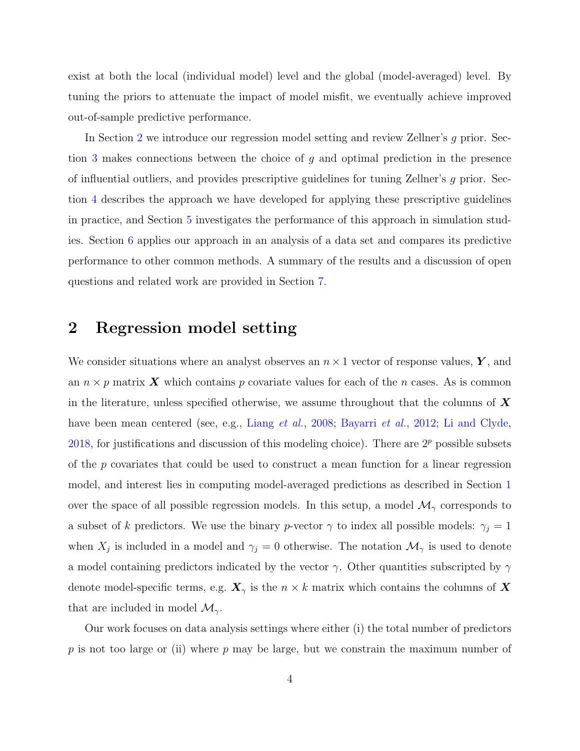exist at both the local (individual model) level and the global (model-averaged) level. By tuning the priors to attenuate the impact of model misfit, we eventually achieve improved out-of-sample predictive performance.

In Section 2 we introduce our regression model setting and review Zellner's $g$ prior. Section 3 makes connections between the choice of $g$ and optimal prediction in the presence of influential outliers, and provides prescriptive guidelines for tuning Zellner's $g$ prior. Section 4 describes the approach we have developed for applying these prescriptive guidelines in practice, and Section 5 investigates the performance of this approach in simulation studies. Section 6 applies our approach in an analysis of a data set and compares its predictive performance to other common methods. A summary of the results and a discussion of open questions and related work are provided in Section 7.

## 2 Regression model setting

We consider situations where an analyst observes an $n \times 1$ vector of response values, $\boldsymbol{Y}$, and an $n \times p$ matrix $\boldsymbol{X}$ which contains $p$ covariate values for each of the $n$ cases. As is common in the literature, unless specified otherwise, we assume throughout that the columns of $\boldsymbol{X}$ have been mean centered (see, e.g., Liang *et al.*, 2008; Bayarri *et al.*, 2012; Li and Clyde, 2018, for justifications and discussion of this modeling choice). There are $2^p$ possible subsets of the $p$ covariates that could be used to construct a mean function for a linear regression model, and interest lies in computing model-averaged predictions as described in Section 1 over the space of all possible regression models. In this setup, a model $\mathcal{M}_\gamma$ corresponds to a subset of $k$ predictors. We use the binary $p$-vector $\gamma$ to index all possible models: $\gamma_j = 1$ when $X_j$ is included in a model and $\gamma_j = 0$ otherwise. The notation $\mathcal{M}_\gamma$ is used to denote a model containing predictors indicated by the vector $\gamma$. Other quantities subscripted by $\gamma$ denote model-specific terms, e.g. $\boldsymbol{X}_\gamma$ is the $n \times k$ matrix which contains the columns of $\boldsymbol{X}$ that are included in model $\mathcal{M}_\gamma$.

Our work focuses on data analysis settings where either (i) the total number of predictors $p$ is not too large or (ii) where $p$ may be large, but we constrain the maximum number of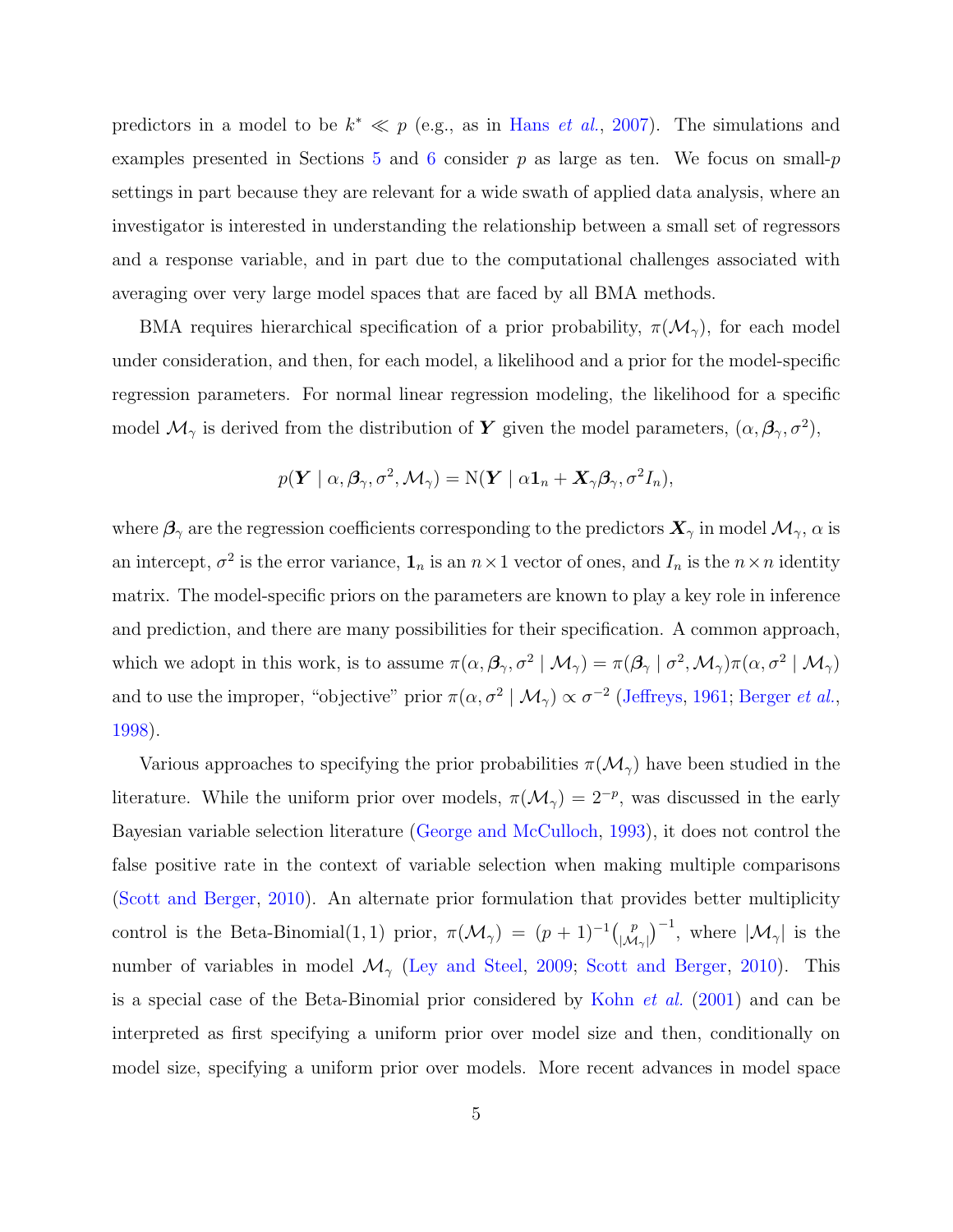predictors in a model to be $k^* \ll p$ (e.g., as in Hans *et al.*, 2007). The simulations and examples presented in Sections 5 and 6 consider $p$ as large as ten. We focus on small-$p$ settings in part because they are relevant for a wide swath of applied data analysis, where an investigator is interested in understanding the relationship between a small set of regressors and a response variable, and in part due to the computational challenges associated with averaging over very large model spaces that are faced by all BMA methods.

BMA requires hierarchical specification of a prior probability, $\pi(\mathcal{M}_\gamma)$, for each model under consideration, and then, for each model, a likelihood and a prior for the model-specific regression parameters. For normal linear regression modeling, the likelihood for a specific model $\mathcal{M}_\gamma$ is derived from the distribution of $\boldsymbol{Y}$ given the model parameters, $(\alpha, \boldsymbol{\beta}_\gamma, \sigma^2)$,

$$p(\boldsymbol{Y} \mid \alpha, \boldsymbol{\beta}_\gamma, \sigma^2, \mathcal{M}_\gamma) = \mathrm{N}(\boldsymbol{Y} \mid \alpha \mathbf{1}_n + \boldsymbol{X}_\gamma \boldsymbol{\beta}_\gamma, \sigma^2 I_n),$$

where $\boldsymbol{\beta}_\gamma$ are the regression coefficients corresponding to the predictors $\boldsymbol{X}_\gamma$ in model $\mathcal{M}_\gamma$, $\alpha$ is an intercept, $\sigma^2$ is the error variance, $\mathbf{1}_n$ is an $n \times 1$ vector of ones, and $I_n$ is the $n \times n$ identity matrix. The model-specific priors on the parameters are known to play a key role in inference and prediction, and there are many possibilities for their specification. A common approach, which we adopt in this work, is to assume $\pi(\alpha, \boldsymbol{\beta}_\gamma, \sigma^2 \mid \mathcal{M}_\gamma) = \pi(\boldsymbol{\beta}_\gamma \mid \sigma^2, \mathcal{M}_\gamma)\pi(\alpha, \sigma^2 \mid \mathcal{M}_\gamma)$ and to use the improper, "objective" prior $\pi(\alpha, \sigma^2 \mid \mathcal{M}_\gamma) \propto \sigma^{-2}$ (Jeffreys, 1961; Berger *et al.*, 1998).

Various approaches to specifying the prior probabilities $\pi(\mathcal{M}_\gamma)$ have been studied in the literature. While the uniform prior over models, $\pi(\mathcal{M}_\gamma) = 2^{-p}$, was discussed in the early Bayesian variable selection literature (George and McCulloch, 1993), it does not control the false positive rate in the context of variable selection when making multiple comparisons (Scott and Berger, 2010). An alternate prior formulation that provides better multiplicity control is the Beta-Binomial(1, 1) prior, $\pi(\mathcal{M}_\gamma) = (p+1)^{-1}\binom{p}{|\mathcal{M}_\gamma|}^{-1}$, where $|\mathcal{M}_\gamma|$ is the number of variables in model $\mathcal{M}_\gamma$ (Ley and Steel, 2009; Scott and Berger, 2010). This is a special case of the Beta-Binomial prior considered by Kohn *et al.* (2001) and can be interpreted as first specifying a uniform prior over model size and then, conditionally on model size, specifying a uniform prior over models. More recent advances in model space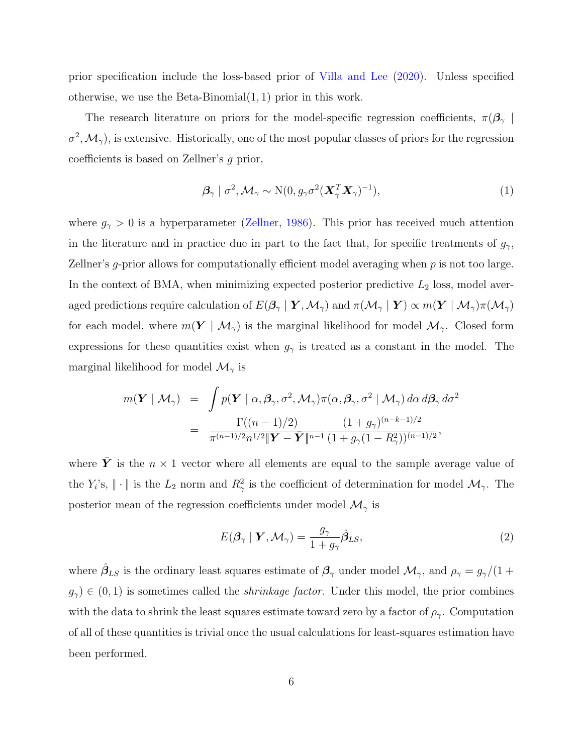prior specification include the loss-based prior of Villa and Lee (2020). Unless specified otherwise, we use the Beta-Binomial$(1, 1)$ prior in this work.

The research literature on priors for the model-specific regression coefficients, $\pi(\boldsymbol{\beta}_\gamma \mid \sigma^2, \mathcal{M}_\gamma)$, is extensive. Historically, one of the most popular classes of priors for the regression coefficients is based on Zellner's $g$ prior,

$$
\boldsymbol{\beta}_\gamma \mid \sigma^2, \mathcal{M}_\gamma \sim \mathrm{N}(0, g_\gamma \sigma^2 (\boldsymbol{X}_\gamma^T \boldsymbol{X}_\gamma)^{-1}), \tag{1}
$$

where $g_\gamma > 0$ is a hyperparameter (Zellner, 1986). This prior has received much attention in the literature and in practice due in part to the fact that, for specific treatments of $g_\gamma$, Zellner's $g$-prior allows for computationally efficient model averaging when $p$ is not too large. In the context of BMA, when minimizing expected posterior predictive $L_2$ loss, model averaged predictions require calculation of $E(\boldsymbol{\beta}_\gamma \mid \boldsymbol{Y}, \mathcal{M}_\gamma)$ and $\pi(\mathcal{M}_\gamma \mid \boldsymbol{Y}) \propto m(\boldsymbol{Y} \mid \mathcal{M}_\gamma)\pi(\mathcal{M}_\gamma)$ for each model, where $m(\boldsymbol{Y} \mid \mathcal{M}_\gamma)$ is the marginal likelihood for model $\mathcal{M}_\gamma$. Closed form expressions for these quantities exist when $g_\gamma$ is treated as a constant in the model. The marginal likelihood for model $\mathcal{M}_\gamma$ is

$$
\begin{aligned}
m(\boldsymbol{Y} \mid \mathcal{M}_\gamma) &= \int p(\boldsymbol{Y} \mid \alpha, \boldsymbol{\beta}_\gamma, \sigma^2, \mathcal{M}_\gamma)\pi(\alpha, \boldsymbol{\beta}_\gamma, \sigma^2 \mid \mathcal{M}_\gamma)\, d\alpha\, d\boldsymbol{\beta}_\gamma\, d\sigma^2 \\
&= \frac{\Gamma((n-1)/2)}{\pi^{(n-1)/2} n^{1/2} \|\boldsymbol{Y} - \bar{\boldsymbol{Y}}\|^{n-1}} \frac{(1+g_\gamma)^{(n-k-1)/2}}{(1 + g_\gamma(1 - R_\gamma^2))^{(n-1)/2}},
\end{aligned}
$$

where $\bar{\boldsymbol{Y}}$ is the $n \times 1$ vector where all elements are equal to the sample average value of the $Y_i$'s, $\|\cdot\|$ is the $L_2$ norm and $R_\gamma^2$ is the coefficient of determination for model $\mathcal{M}_\gamma$. The posterior mean of the regression coefficients under model $\mathcal{M}_\gamma$ is

$$
E(\boldsymbol{\beta}_\gamma \mid \boldsymbol{Y}, \mathcal{M}_\gamma) = \frac{g_\gamma}{1 + g_\gamma} \hat{\boldsymbol{\beta}}_{LS}, \tag{2}
$$

where $\hat{\boldsymbol{\beta}}_{LS}$ is the ordinary least squares estimate of $\boldsymbol{\beta}_\gamma$ under model $\mathcal{M}_\gamma$, and $\rho_\gamma = g_\gamma/(1 + g_\gamma) \in (0, 1)$ is sometimes called the *shrinkage factor*. Under this model, the prior combines with the data to shrink the least squares estimate toward zero by a factor of $\rho_\gamma$. Computation of all of these quantities is trivial once the usual calculations for least-squares estimation have been performed.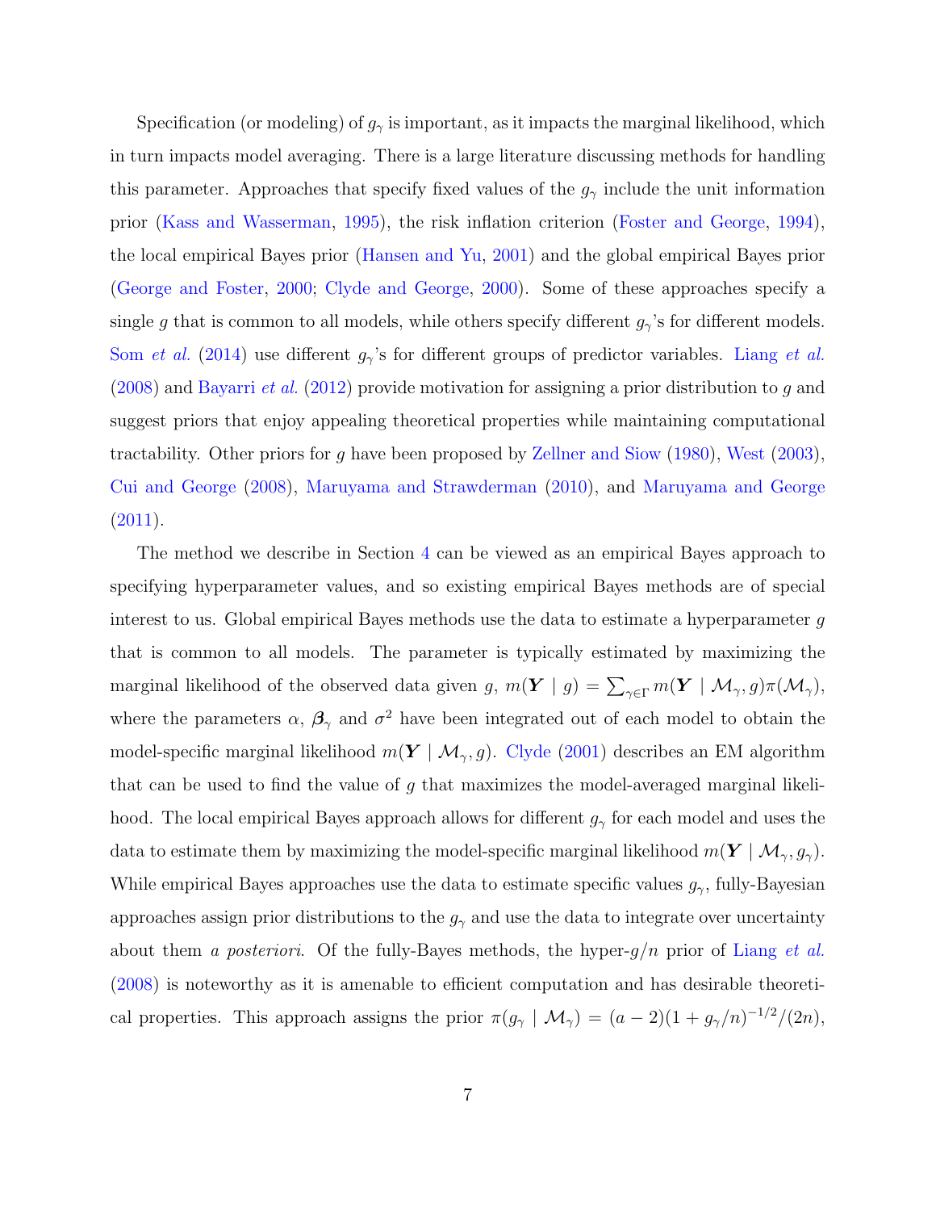Specification (or modeling) of $g_\gamma$ is important, as it impacts the marginal likelihood, which in turn impacts model averaging. There is a large literature discussing methods for handling this parameter. Approaches that specify fixed values of the $g_\gamma$ include the unit information prior (Kass and Wasserman, 1995), the risk inflation criterion (Foster and George, 1994), the local empirical Bayes prior (Hansen and Yu, 2001) and the global empirical Bayes prior (George and Foster, 2000; Clyde and George, 2000). Some of these approaches specify a single $g$ that is common to all models, while others specify different $g_\gamma$'s for different models. Som *et al.* (2014) use different $g_\gamma$'s for different groups of predictor variables. Liang *et al.* (2008) and Bayarri *et al.* (2012) provide motivation for assigning a prior distribution to $g$ and suggest priors that enjoy appealing theoretical properties while maintaining computational tractability. Other priors for $g$ have been proposed by Zellner and Siow (1980), West (2003), Cui and George (2008), Maruyama and Strawderman (2010), and Maruyama and George (2011).

The method we describe in Section 4 can be viewed as an empirical Bayes approach to specifying hyperparameter values, and so existing empirical Bayes methods are of special interest to us. Global empirical Bayes methods use the data to estimate a hyperparameter $g$ that is common to all models. The parameter is typically estimated by maximizing the marginal likelihood of the observed data given $g$, $m(\boldsymbol{Y} \mid g) = \sum_{\gamma \in \Gamma} m(\boldsymbol{Y} \mid \mathcal{M}_\gamma, g)\pi(\mathcal{M}_\gamma)$, where the parameters $\alpha$, $\boldsymbol{\beta}_\gamma$ and $\sigma^2$ have been integrated out of each model to obtain the model-specific marginal likelihood $m(\boldsymbol{Y} \mid \mathcal{M}_\gamma, g)$. Clyde (2001) describes an EM algorithm that can be used to find the value of $g$ that maximizes the model-averaged marginal likelihood. The local empirical Bayes approach allows for different $g_\gamma$ for each model and uses the data to estimate them by maximizing the model-specific marginal likelihood $m(\boldsymbol{Y} \mid \mathcal{M}_\gamma, g_\gamma)$. While empirical Bayes approaches use the data to estimate specific values $g_\gamma$, fully-Bayesian approaches assign prior distributions to the $g_\gamma$ and use the data to integrate over uncertainty about them *a posteriori*. Of the fully-Bayes methods, the hyper-$g/n$ prior of Liang *et al.* (2008) is noteworthy as it is amenable to efficient computation and has desirable theoretical properties. This approach assigns the prior $\pi(g_\gamma \mid \mathcal{M}_\gamma) = (a-2)(1 + g_\gamma/n)^{-1/2}/(2n)$,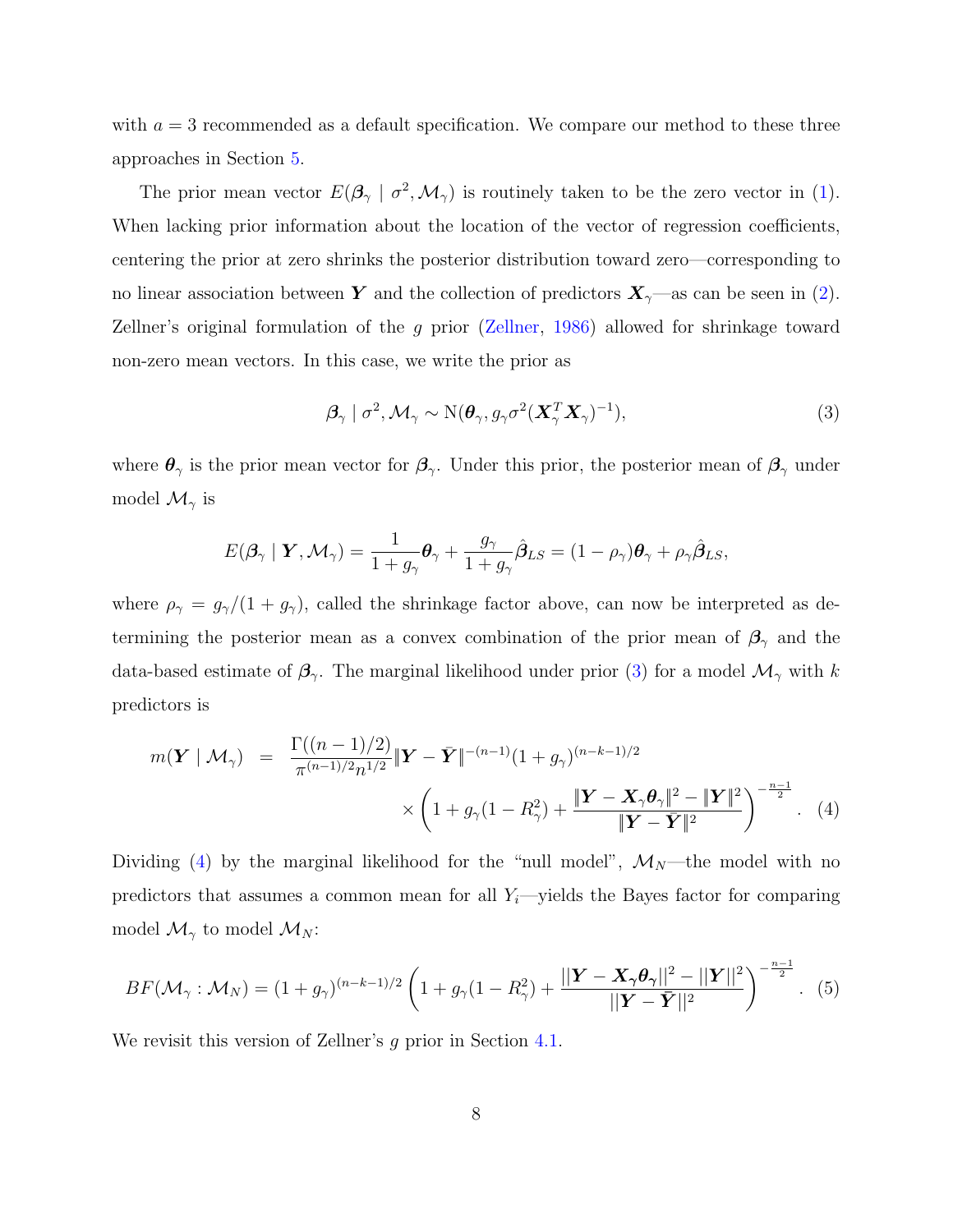with $a = 3$ recommended as a default specification. We compare our method to these three approaches in Section 5.

The prior mean vector $E(\boldsymbol{\beta}_\gamma \mid \sigma^2, \mathcal{M}_\gamma)$ is routinely taken to be the zero vector in (1). When lacking prior information about the location of the vector of regression coefficients, centering the prior at zero shrinks the posterior distribution toward zero—corresponding to no linear association between $\boldsymbol{Y}$ and the collection of predictors $\boldsymbol{X}_\gamma$—as can be seen in (2). Zellner's original formulation of the $g$ prior (Zellner, 1986) allowed for shrinkage toward non-zero mean vectors. In this case, we write the prior as

$$\boldsymbol{\beta}_\gamma \mid \sigma^2, \mathcal{M}_\gamma \sim \mathrm{N}(\boldsymbol{\theta}_\gamma, g_\gamma \sigma^2 (\boldsymbol{X}_\gamma^T \boldsymbol{X}_\gamma)^{-1}), \tag{3}$$

where $\boldsymbol{\theta}_\gamma$ is the prior mean vector for $\boldsymbol{\beta}_\gamma$. Under this prior, the posterior mean of $\boldsymbol{\beta}_\gamma$ under model $\mathcal{M}_\gamma$ is

$$E(\boldsymbol{\beta}_\gamma \mid \boldsymbol{Y}, \mathcal{M}_\gamma) = \frac{1}{1+g_\gamma}\boldsymbol{\theta}_\gamma + \frac{g_\gamma}{1+g_\gamma}\hat{\boldsymbol{\beta}}_{LS} = (1-\rho_\gamma)\boldsymbol{\theta}_\gamma + \rho_\gamma \hat{\boldsymbol{\beta}}_{LS},$$

where $\rho_\gamma = g_\gamma/(1+g_\gamma)$, called the shrinkage factor above, can now be interpreted as determining the posterior mean as a convex combination of the prior mean of $\boldsymbol{\beta}_\gamma$ and the data-based estimate of $\boldsymbol{\beta}_\gamma$. The marginal likelihood under prior (3) for a model $\mathcal{M}_\gamma$ with $k$ predictors is

$$\begin{aligned} m(\boldsymbol{Y} \mid \mathcal{M}_\gamma) &= \frac{\Gamma((n-1)/2)}{\pi^{(n-1)/2} n^{1/2}} \|\boldsymbol{Y} - \bar{\boldsymbol{Y}}\|^{-(n-1)} (1+g_\gamma)^{(n-k-1)/2} \\ &\quad \times \left(1 + g_\gamma(1-R_\gamma^2) + \frac{\|\boldsymbol{Y} - \boldsymbol{X}_\gamma \boldsymbol{\theta}_\gamma\|^2 - \|\boldsymbol{Y}\|^2}{\|\boldsymbol{Y} - \bar{\boldsymbol{Y}}\|^2}\right)^{-\frac{n-1}{2}}. \end{aligned} \tag{4}$$

Dividing (4) by the marginal likelihood for the "null model", $\mathcal{M}_N$—the model with no predictors that assumes a common mean for all $Y_i$—yields the Bayes factor for comparing model $\mathcal{M}_\gamma$ to model $\mathcal{M}_N$:

$$BF(\mathcal{M}_\gamma : \mathcal{M}_N) = (1+g_\gamma)^{(n-k-1)/2} \left(1 + g_\gamma(1-R_\gamma^2) + \frac{||\boldsymbol{Y} - \boldsymbol{X}_\gamma \boldsymbol{\theta}_\gamma||^2 - ||\boldsymbol{Y}||^2}{||\boldsymbol{Y} - \bar{\boldsymbol{Y}}||^2}\right)^{-\frac{n-1}{2}}. \tag{5}$$

We revisit this version of Zellner's $g$ prior in Section 4.1.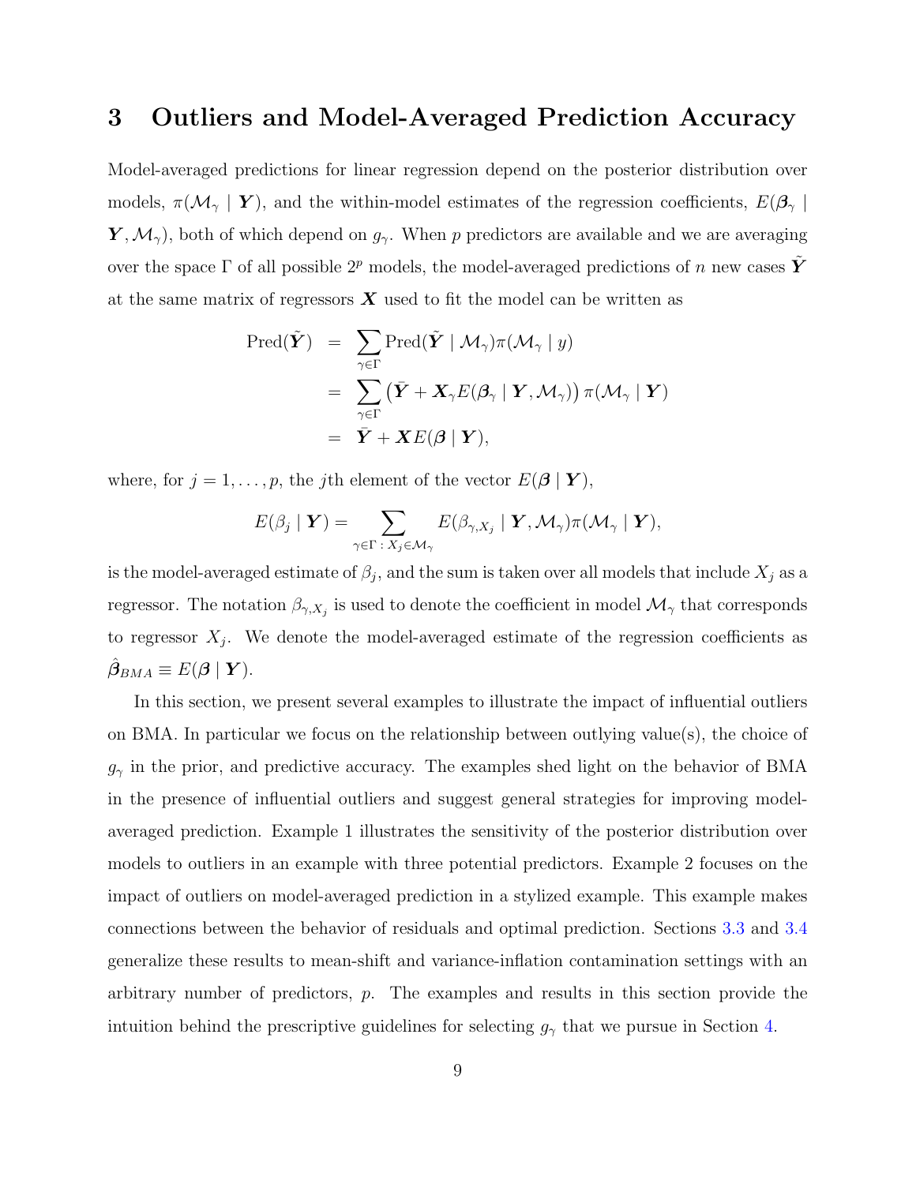# 3 Outliers and Model-Averaged Prediction Accuracy

Model-averaged predictions for linear regression depend on the posterior distribution over models, $\pi(\mathcal{M}_\gamma \mid \boldsymbol{Y})$, and the within-model estimates of the regression coefficients, $E(\boldsymbol{\beta}_\gamma \mid \boldsymbol{Y}, \mathcal{M}_\gamma)$, both of which depend on $g_\gamma$. When $p$ predictors are available and we are averaging over the space $\Gamma$ of all possible $2^p$ models, the model-averaged predictions of $n$ new cases $\tilde{\boldsymbol{Y}}$ at the same matrix of regressors $\boldsymbol{X}$ used to fit the model can be written as

$$
\begin{aligned}
\text{Pred}(\tilde{\boldsymbol{Y}}) &= \sum_{\gamma \in \Gamma} \text{Pred}(\tilde{\boldsymbol{Y}} \mid \mathcal{M}_\gamma) \pi(\mathcal{M}_\gamma \mid y) \\
&= \sum_{\gamma \in \Gamma} \left( \bar{\boldsymbol{Y}} + \boldsymbol{X}_\gamma E(\boldsymbol{\beta}_\gamma \mid \boldsymbol{Y}, \mathcal{M}_\gamma) \right) \pi(\mathcal{M}_\gamma \mid \boldsymbol{Y}) \\
&= \bar{\boldsymbol{Y}} + \boldsymbol{X} E(\boldsymbol{\beta} \mid \boldsymbol{Y}),
\end{aligned}
$$

where, for $j = 1, \ldots, p$, the $j$th element of the vector $E(\boldsymbol{\beta} \mid \boldsymbol{Y})$,

$$
E(\beta_j \mid \boldsymbol{Y}) = \sum_{\gamma \in \Gamma \,:\, X_j \in \mathcal{M}_\gamma} E(\beta_{\gamma, X_j} \mid \boldsymbol{Y}, \mathcal{M}_\gamma) \pi(\mathcal{M}_\gamma \mid \boldsymbol{Y}),
$$

is the model-averaged estimate of $\beta_j$, and the sum is taken over all models that include $X_j$ as a regressor. The notation $\beta_{\gamma, X_j}$ is used to denote the coefficient in model $\mathcal{M}_\gamma$ that corresponds to regressor $X_j$. We denote the model-averaged estimate of the regression coefficients as $\hat{\boldsymbol{\beta}}_{BMA} \equiv E(\boldsymbol{\beta} \mid \boldsymbol{Y})$.

In this section, we present several examples to illustrate the impact of influential outliers on BMA. In particular we focus on the relationship between outlying value(s), the choice of $g_\gamma$ in the prior, and predictive accuracy. The examples shed light on the behavior of BMA in the presence of influential outliers and suggest general strategies for improving model-averaged prediction. Example 1 illustrates the sensitivity of the posterior distribution over models to outliers in an example with three potential predictors. Example 2 focuses on the impact of outliers on model-averaged prediction in a stylized example. This example makes connections between the behavior of residuals and optimal prediction. Sections 3.3 and 3.4 generalize these results to mean-shift and variance-inflation contamination settings with an arbitrary number of predictors, $p$. The examples and results in this section provide the intuition behind the prescriptive guidelines for selecting $g_\gamma$ that we pursue in Section 4.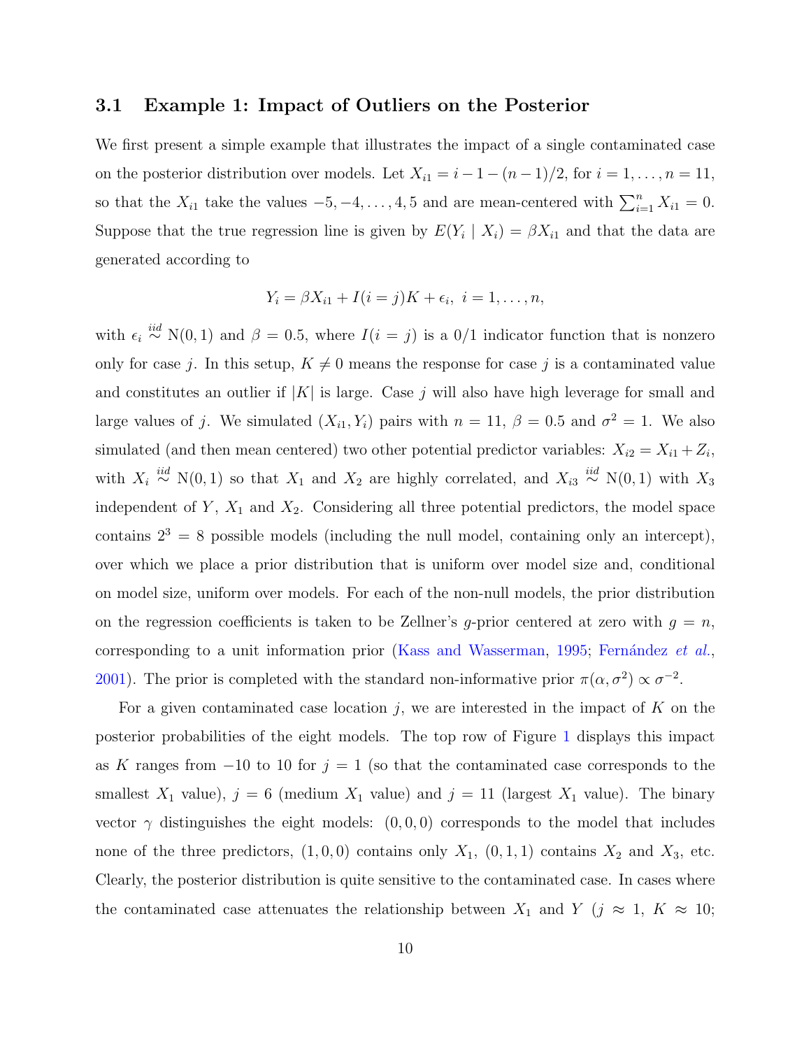### 3.1 Example 1: Impact of Outliers on the Posterior

We first present a simple example that illustrates the impact of a single contaminated case on the posterior distribution over models. Let $X_{i1} = i - 1 - (n-1)/2$, for $i = 1, \ldots, n = 11$, so that the $X_{i1}$ take the values $-5, -4, \ldots, 4, 5$ and are mean-centered with $\sum_{i=1}^{n} X_{i1} = 0$. Suppose that the true regression line is given by $E(Y_i \mid X_i) = \beta X_{i1}$ and that the data are generated according to

$$Y_i = \beta X_{i1} + I(i = j)K + \epsilon_i, \; i = 1, \ldots, n,$$

with $\epsilon_i \overset{iid}{\sim} \mathrm{N}(0, 1)$ and $\beta = 0.5$, where $I(i = j)$ is a 0/1 indicator function that is nonzero only for case $j$. In this setup, $K \neq 0$ means the response for case $j$ is a contaminated value and constitutes an outlier if $|K|$ is large. Case $j$ will also have high leverage for small and large values of $j$. We simulated $(X_{i1}, Y_i)$ pairs with $n = 11$, $\beta = 0.5$ and $\sigma^2 = 1$. We also simulated (and then mean centered) two other potential predictor variables: $X_{i2} = X_{i1} + Z_i$, with $X_i \overset{iid}{\sim} \mathrm{N}(0, 1)$ so that $X_1$ and $X_2$ are highly correlated, and $X_{i3} \overset{iid}{\sim} \mathrm{N}(0, 1)$ with $X_3$ independent of $Y$, $X_1$ and $X_2$. Considering all three potential predictors, the model space contains $2^3 = 8$ possible models (including the null model, containing only an intercept), over which we place a prior distribution that is uniform over model size and, conditional on model size, uniform over models. For each of the non-null models, the prior distribution on the regression coefficients is taken to be Zellner's $g$-prior centered at zero with $g = n$, corresponding to a unit information prior (Kass and Wasserman, 1995; Fernández *et al.*, 2001). The prior is completed with the standard non-informative prior $\pi(\alpha, \sigma^2) \propto \sigma^{-2}$.

For a given contaminated case location $j$, we are interested in the impact of $K$ on the posterior probabilities of the eight models. The top row of Figure 1 displays this impact as $K$ ranges from $-10$ to 10 for $j = 1$ (so that the contaminated case corresponds to the smallest $X_1$ value), $j = 6$ (medium $X_1$ value) and $j = 11$ (largest $X_1$ value). The binary vector $\gamma$ distinguishes the eight models: $(0, 0, 0)$ corresponds to the model that includes none of the three predictors, $(1, 0, 0)$ contains only $X_1$, $(0, 1, 1)$ contains $X_2$ and $X_3$, etc. Clearly, the posterior distribution is quite sensitive to the contaminated case. In cases where the contaminated case attenuates the relationship between $X_1$ and $Y$ ($j \approx 1$, $K \approx 10$;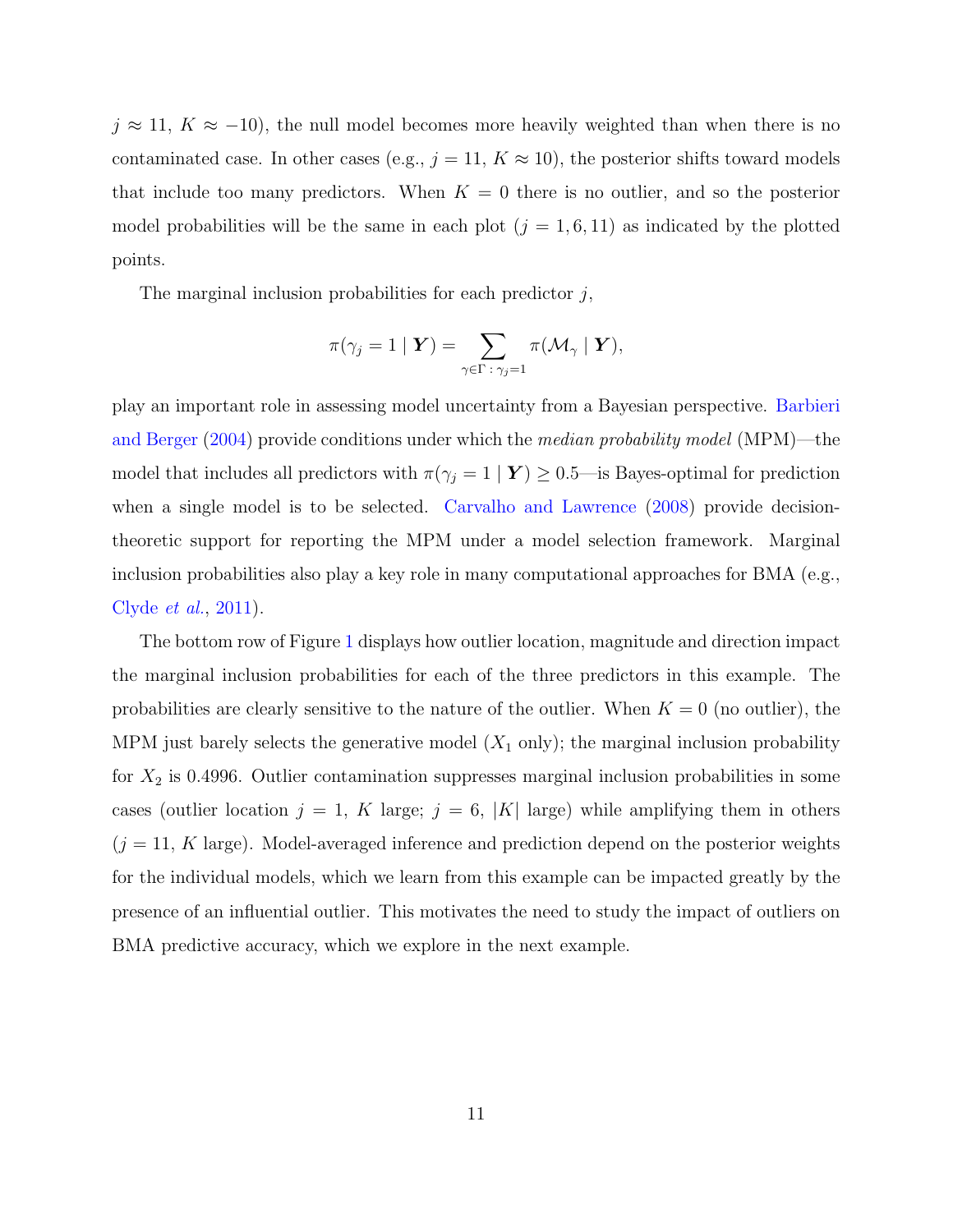$j \approx 11$, $K \approx -10$), the null model becomes more heavily weighted than when there is no contaminated case. In other cases (e.g., $j = 11$, $K \approx 10$), the posterior shifts toward models that include too many predictors. When $K = 0$ there is no outlier, and so the posterior model probabilities will be the same in each plot ($j = 1, 6, 11$) as indicated by the plotted points.

The marginal inclusion probabilities for each predictor $j$,

$$\pi(\gamma_j = 1 \mid \boldsymbol{Y}) = \sum_{\gamma \in \Gamma \,:\, \gamma_j = 1} \pi(\mathcal{M}_\gamma \mid \boldsymbol{Y}),$$

play an important role in assessing model uncertainty from a Bayesian perspective. Barbieri and Berger (2004) provide conditions under which the *median probability model* (MPM)—the model that includes all predictors with $\pi(\gamma_j = 1 \mid \boldsymbol{Y}) \geq 0.5$—is Bayes-optimal for prediction when a single model is to be selected. Carvalho and Lawrence (2008) provide decision-theoretic support for reporting the MPM under a model selection framework. Marginal inclusion probabilities also play a key role in many computational approaches for BMA (e.g., Clyde *et al.*, 2011).

The bottom row of Figure 1 displays how outlier location, magnitude and direction impact the marginal inclusion probabilities for each of the three predictors in this example. The probabilities are clearly sensitive to the nature of the outlier. When $K = 0$ (no outlier), the MPM just barely selects the generative model ($X_1$ only); the marginal inclusion probability for $X_2$ is 0.4996. Outlier contamination suppresses marginal inclusion probabilities in some cases (outlier location $j = 1$, $K$ large; $j = 6$, $|K|$ large) while amplifying them in others ($j = 11$, $K$ large). Model-averaged inference and prediction depend on the posterior weights for the individual models, which we learn from this example can be impacted greatly by the presence of an influential outlier. This motivates the need to study the impact of outliers on BMA predictive accuracy, which we explore in the next example.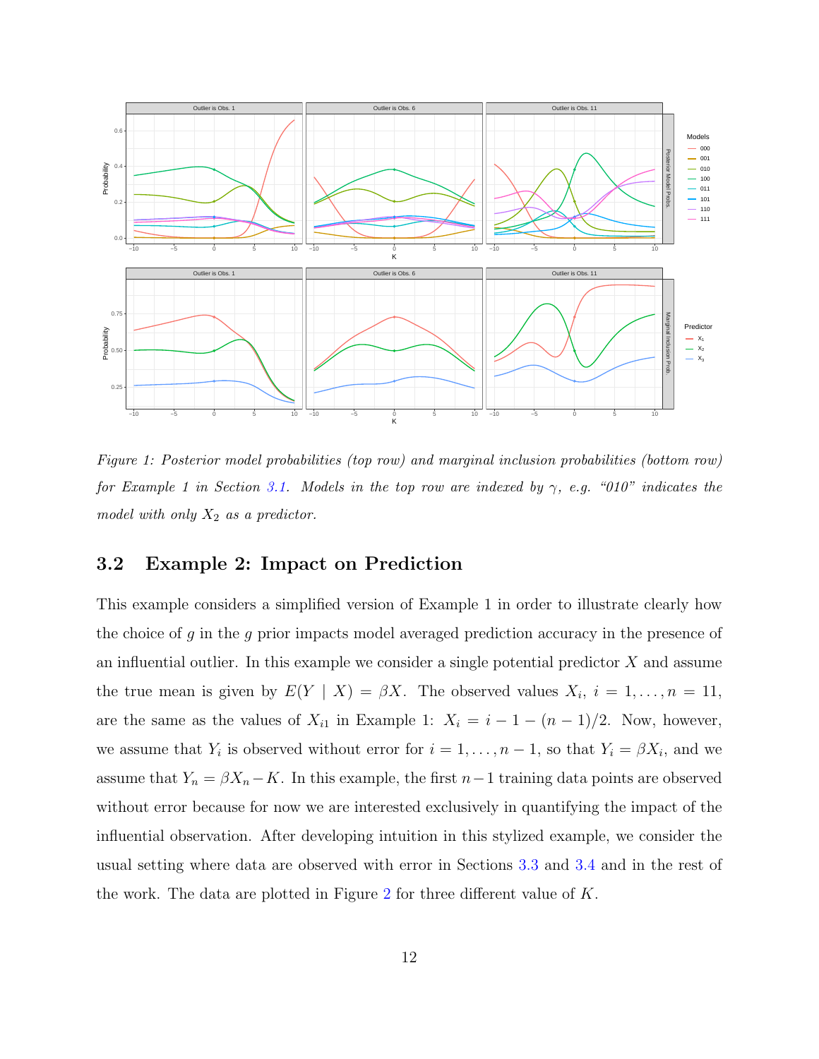*Figure 1: Posterior model probabilities (top row) and marginal inclusion probabilities (bottom row) for Example 1 in Section 3.1. Models in the top row are indexed by $\gamma$, e.g. "010" indicates the model with only $X_2$ as a predictor.*

### 3.2 Example 2: Impact on Prediction

This example considers a simplified version of Example 1 in order to illustrate clearly how the choice of $g$ in the $g$ prior impacts model averaged prediction accuracy in the presence of an influential outlier. In this example we consider a single potential predictor $X$ and assume the true mean is given by $E(Y \mid X) = \beta X$. The observed values $X_i$, $i = 1, \ldots, n = 11$, are the same as the values of $X_{i1}$ in Example 1: $X_i = i - 1 - (n-1)/2$. Now, however, we assume that $Y_i$ is observed without error for $i = 1, \ldots, n-1$, so that $Y_i = \beta X_i$, and we assume that $Y_n = \beta X_n - K$. In this example, the first $n-1$ training data points are observed without error because for now we are interested exclusively in quantifying the impact of the influential observation. After developing intuition in this stylized example, we consider the usual setting where data are observed with error in Sections 3.3 and 3.4 and in the rest of the work. The data are plotted in Figure 2 for three different value of $K$.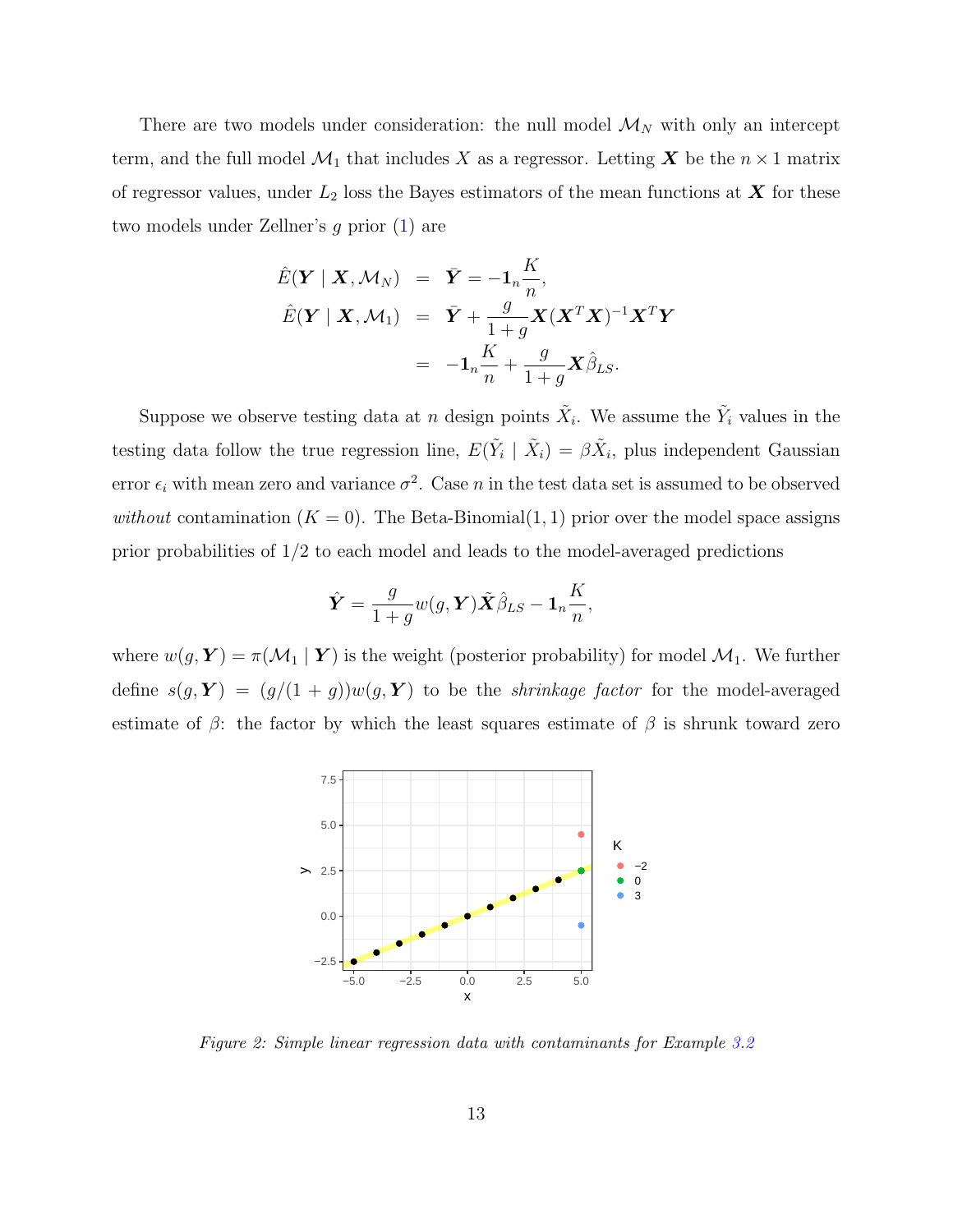There are two models under consideration: the null model $\mathcal{M}_N$ with only an intercept term, and the full model $\mathcal{M}_1$ that includes $X$ as a regressor. Letting $\boldsymbol{X}$ be the $n \times 1$ matrix of regressor values, under $L_2$ loss the Bayes estimators of the mean functions at $\boldsymbol{X}$ for these two models under Zellner's $g$ prior (1) are

$$
\begin{aligned}
\hat{E}(\boldsymbol{Y} \mid \boldsymbol{X}, \mathcal{M}_N) &= \bar{\boldsymbol{Y}} = -\mathbf{1}_n \frac{K}{n}, \\
\hat{E}(\boldsymbol{Y} \mid \boldsymbol{X}, \mathcal{M}_1) &= \bar{\boldsymbol{Y}} + \frac{g}{1+g} \boldsymbol{X}(\boldsymbol{X}^T\boldsymbol{X})^{-1}\boldsymbol{X}^T\boldsymbol{Y} \\
&= -\mathbf{1}_n \frac{K}{n} + \frac{g}{1+g} \boldsymbol{X}\hat{\beta}_{LS}.
\end{aligned}
$$

Suppose we observe testing data at $n$ design points $\tilde{X}_i$. We assume the $\tilde{Y}_i$ values in the testing data follow the true regression line, $E(\tilde{Y}_i \mid \tilde{X}_i) = \beta \tilde{X}_i$, plus independent Gaussian error $\epsilon_i$ with mean zero and variance $\sigma^2$. Case $n$ in the test data set is assumed to be observed *without* contamination ($K = 0$). The Beta-Binomial(1, 1) prior over the model space assigns prior probabilities of 1/2 to each model and leads to the model-averaged predictions

$$
\hat{\boldsymbol{Y}} = \frac{g}{1+g} w(g, \boldsymbol{Y}) \tilde{\boldsymbol{X}} \hat{\beta}_{LS} - \mathbf{1}_n \frac{K}{n},
$$

where $w(g, \boldsymbol{Y}) = \pi(\mathcal{M}_1 \mid \boldsymbol{Y})$ is the weight (posterior probability) for model $\mathcal{M}_1$. We further define $s(g, \boldsymbol{Y}) = (g/(1+g))w(g, \boldsymbol{Y})$ to be the *shrinkage factor* for the model-averaged estimate of $\beta$: the factor by which the least squares estimate of $\beta$ is shrunk toward zero

*Figure 2: Simple linear regression data with contaminants for Example 3.2*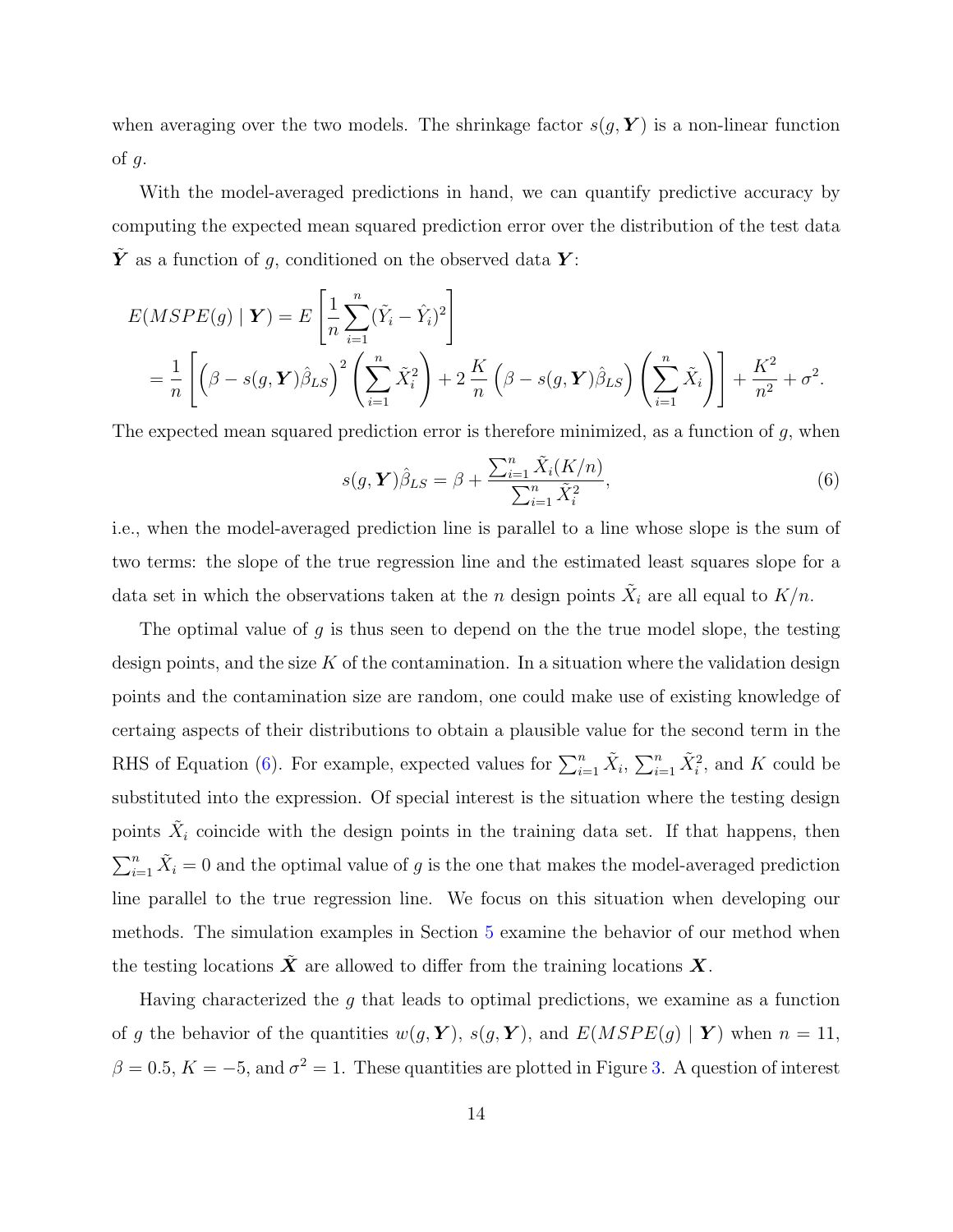when averaging over the two models. The shrinkage factor $s(g, \boldsymbol{Y})$ is a non-linear function of $g$.

With the model-averaged predictions in hand, we can quantify predictive accuracy by computing the expected mean squared prediction error over the distribution of the test data $\tilde{\boldsymbol{Y}}$ as a function of $g$, conditioned on the observed data $\boldsymbol{Y}$:

$$
\begin{aligned}
E(MSPE(g) \mid \boldsymbol{Y}) &= E\left[\frac{1}{n}\sum_{i=1}^{n}(\tilde{Y}_i - \hat{Y}_i)^2\right] \\
&= \frac{1}{n}\left[\left(\beta - s(g,\boldsymbol{Y})\hat{\beta}_{LS}\right)^2\left(\sum_{i=1}^{n}\tilde{X}_i^2\right) + 2\,\frac{K}{n}\left(\beta - s(g,\boldsymbol{Y})\hat{\beta}_{LS}\right)\left(\sum_{i=1}^{n}\tilde{X}_i\right)\right] + \frac{K^2}{n^2} + \sigma^2.
\end{aligned}
$$

The expected mean squared prediction error is therefore minimized, as a function of $g$, when

$$
s(g,\boldsymbol{Y})\hat{\beta}_{LS} = \beta + \frac{\sum_{i=1}^{n}\tilde{X}_i(K/n)}{\sum_{i=1}^{n}\tilde{X}_i^2}, \tag{6}
$$

i.e., when the model-averaged prediction line is parallel to a line whose slope is the sum of two terms: the slope of the true regression line and the estimated least squares slope for a data set in which the observations taken at the $n$ design points $\tilde{X}_i$ are all equal to $K/n$.

The optimal value of $g$ is thus seen to depend on the the true model slope, the testing design points, and the size $K$ of the contamination. In a situation where the validation design points and the contamination size are random, one could make use of existing knowledge of certaing aspects of their distributions to obtain a plausible value for the second term in the RHS of Equation (6). For example, expected values for $\sum_{i=1}^{n}\tilde{X}_i$, $\sum_{i=1}^{n}\tilde{X}_i^2$, and $K$ could be substituted into the expression. Of special interest is the situation where the testing design points $\tilde{X}_i$ coincide with the design points in the training data set. If that happens, then $\sum_{i=1}^{n}\tilde{X}_i = 0$ and the optimal value of $g$ is the one that makes the model-averaged prediction line parallel to the true regression line. We focus on this situation when developing our methods. The simulation examples in Section 5 examine the behavior of our method when the testing locations $\tilde{\boldsymbol{X}}$ are allowed to differ from the training locations $\boldsymbol{X}$.

Having characterized the $g$ that leads to optimal predictions, we examine as a function of $g$ the behavior of the quantities $w(g,\boldsymbol{Y})$, $s(g,\boldsymbol{Y})$, and $E(MSPE(g) \mid \boldsymbol{Y})$ when $n = 11$, $\beta = 0.5$, $K = -5$, and $\sigma^2 = 1$. These quantities are plotted in Figure 3. A question of interest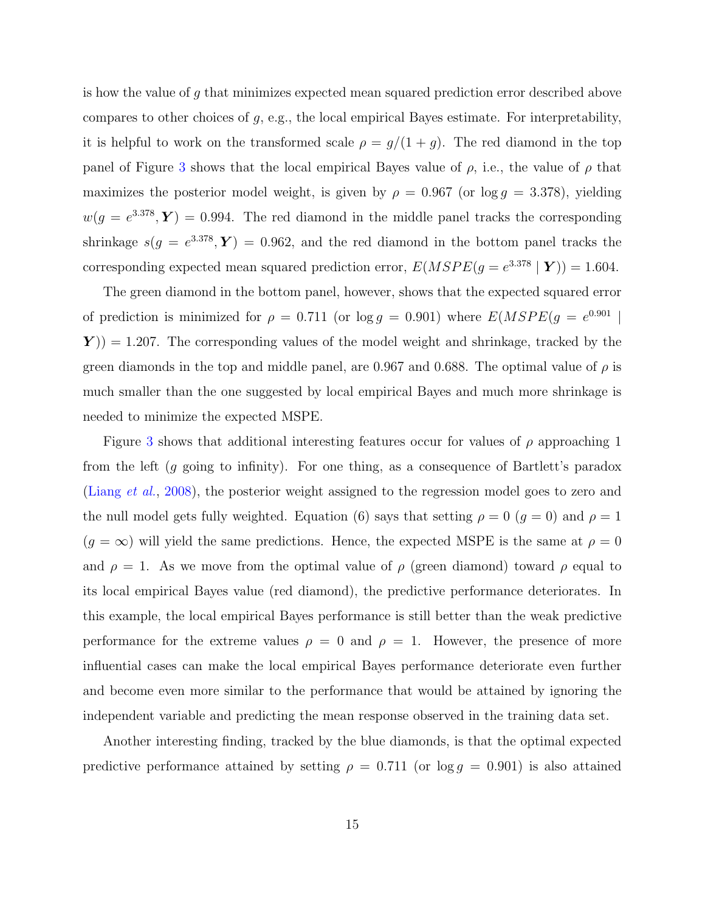is how the value of $g$ that minimizes expected mean squared prediction error described above compares to other choices of $g$, e.g., the local empirical Bayes estimate. For interpretability, it is helpful to work on the transformed scale $\rho = g/(1+g)$. The red diamond in the top panel of Figure 3 shows that the local empirical Bayes value of $\rho$, i.e., the value of $\rho$ that maximizes the posterior model weight, is given by $\rho = 0.967$ (or $\log g = 3.378$), yielding $w(g = e^{3.378}, \boldsymbol{Y}) = 0.994$. The red diamond in the middle panel tracks the corresponding shrinkage $s(g = e^{3.378}, \boldsymbol{Y}) = 0.962$, and the red diamond in the bottom panel tracks the corresponding expected mean squared prediction error, $E(MSPE(g = e^{3.378} \mid \boldsymbol{Y})) = 1.604$.

The green diamond in the bottom panel, however, shows that the expected squared error of prediction is minimized for $\rho = 0.711$ (or $\log g = 0.901$) where $E(MSPE(g = e^{0.901} \mid \boldsymbol{Y})) = 1.207$. The corresponding values of the model weight and shrinkage, tracked by the green diamonds in the top and middle panel, are 0.967 and 0.688. The optimal value of $\rho$ is much smaller than the one suggested by local empirical Bayes and much more shrinkage is needed to minimize the expected MSPE.

Figure 3 shows that additional interesting features occur for values of $\rho$ approaching 1 from the left ($g$ going to infinity). For one thing, as a consequence of Bartlett's paradox (Liang *et al.*, 2008), the posterior weight assigned to the regression model goes to zero and the null model gets fully weighted. Equation (6) says that setting $\rho = 0$ ($g = 0$) and $\rho = 1$ ($g = \infty$) will yield the same predictions. Hence, the expected MSPE is the same at $\rho = 0$ and $\rho = 1$. As we move from the optimal value of $\rho$ (green diamond) toward $\rho$ equal to its local empirical Bayes value (red diamond), the predictive performance deteriorates. In this example, the local empirical Bayes performance is still better than the weak predictive performance for the extreme values $\rho = 0$ and $\rho = 1$. However, the presence of more influential cases can make the local empirical Bayes performance deteriorate even further and become even more similar to the performance that would be attained by ignoring the independent variable and predicting the mean response observed in the training data set.

Another interesting finding, tracked by the blue diamonds, is that the optimal expected predictive performance attained by setting $\rho = 0.711$ (or $\log g = 0.901$) is also attained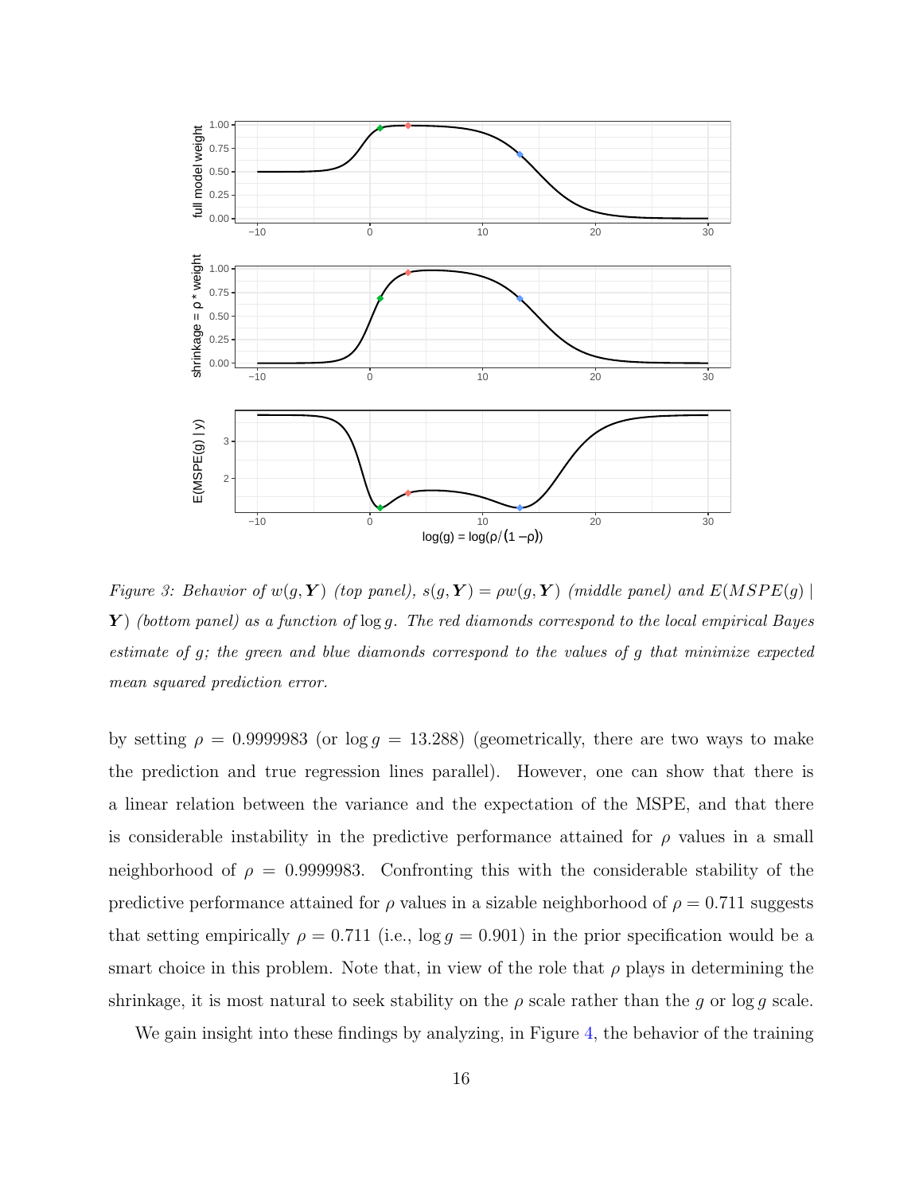*Figure 3: Behavior of $w(g, \boldsymbol{Y})$ (top panel), $s(g, \boldsymbol{Y}) = \rho w(g, \boldsymbol{Y})$ (middle panel) and $E(MSPE(g) \mid \boldsymbol{Y})$ (bottom panel) as a function of $\log g$. The red diamonds correspond to the local empirical Bayes estimate of $g$; the green and blue diamonds correspond to the values of $g$ that minimize expected mean squared prediction error.*

by setting $\rho = 0.9999983$ (or $\log g = 13.288$) (geometrically, there are two ways to make the prediction and true regression lines parallel). However, one can show that there is a linear relation between the variance and the expectation of the MSPE, and that there is considerable instability in the predictive performance attained for $\rho$ values in a small neighborhood of $\rho = 0.9999983$. Confronting this with the considerable stability of the predictive performance attained for $\rho$ values in a sizable neighborhood of $\rho = 0.711$ suggests that setting empirically $\rho = 0.711$ (i.e., $\log g = 0.901$) in the prior specification would be a smart choice in this problem. Note that, in view of the role that $\rho$ plays in determining the shrinkage, it is most natural to seek stability on the $\rho$ scale rather than the $g$ or $\log g$ scale.

We gain insight into these findings by analyzing, in Figure 4, the behavior of the training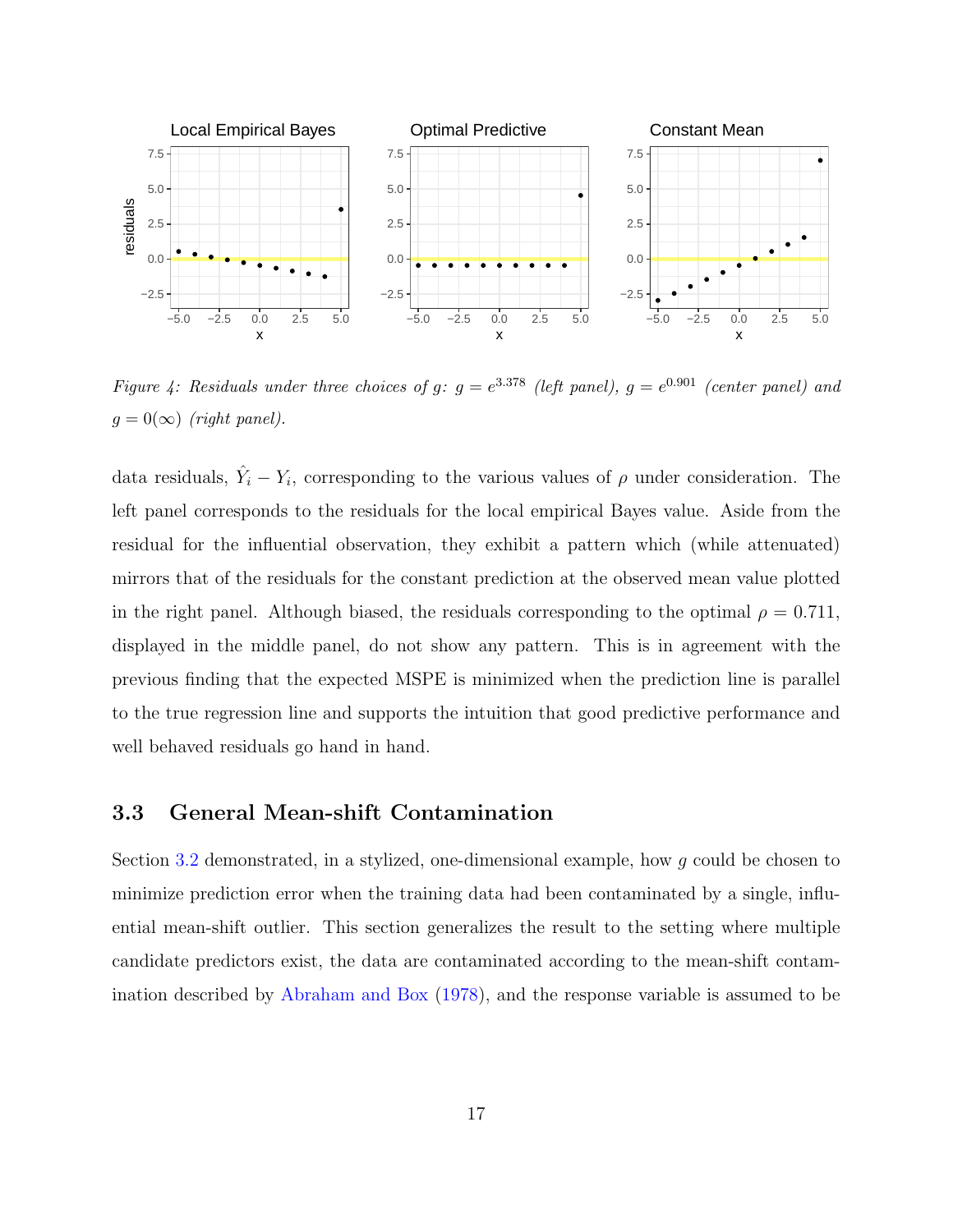*Figure 4: Residuals under three choices of g: $g = e^{3.378}$ (left panel), $g = e^{0.901}$ (center panel) and $g = 0(\infty)$ (right panel).*

data residuals, $\hat{Y}_i - Y_i$, corresponding to the various values of $\rho$ under consideration. The left panel corresponds to the residuals for the local empirical Bayes value. Aside from the residual for the influential observation, they exhibit a pattern which (while attenuated) mirrors that of the residuals for the constant prediction at the observed mean value plotted in the right panel. Although biased, the residuals corresponding to the optimal $\rho = 0.711$, displayed in the middle panel, do not show any pattern. This is in agreement with the previous finding that the expected MSPE is minimized when the prediction line is parallel to the true regression line and supports the intuition that good predictive performance and well behaved residuals go hand in hand.

### 3.3 General Mean-shift Contamination

Section 3.2 demonstrated, in a stylized, one-dimensional example, how $g$ could be chosen to minimize prediction error when the training data had been contaminated by a single, influential mean-shift outlier. This section generalizes the result to the setting where multiple candidate predictors exist, the data are contaminated according to the mean-shift contamination described by Abraham and Box (1978), and the response variable is assumed to be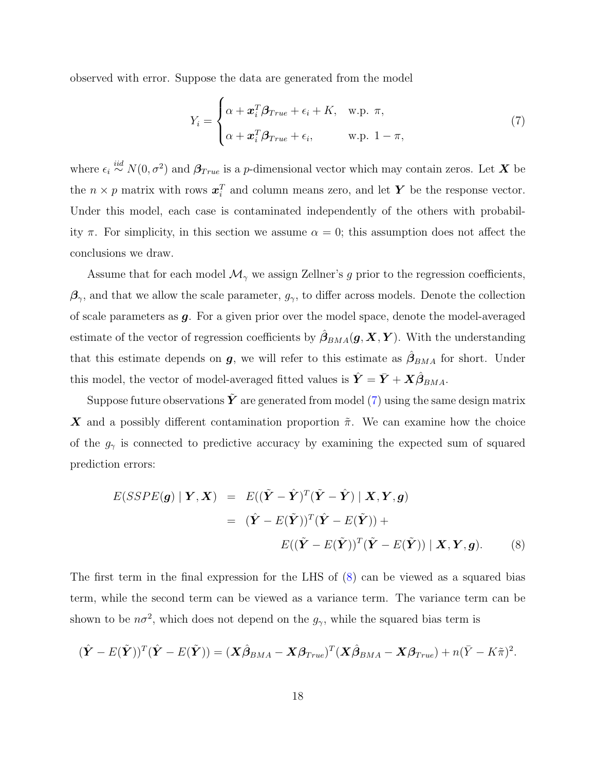observed with error. Suppose the data are generated from the model

$$
Y_i = \begin{cases} \alpha + \boldsymbol{x}_i^T \boldsymbol{\beta}_{True} + \epsilon_i + K, & \text{w.p. } \pi, \\ \alpha + \boldsymbol{x}_i^T \boldsymbol{\beta}_{True} + \epsilon_i, & \text{w.p. } 1 - \pi, \end{cases} \tag{7}
$$

where $\epsilon_i \overset{iid}{\sim} N(0, \sigma^2)$ and $\boldsymbol{\beta}_{True}$ is a $p$-dimensional vector which may contain zeros. Let $\boldsymbol{X}$ be the $n \times p$ matrix with rows $\boldsymbol{x}_i^T$ and column means zero, and let $\boldsymbol{Y}$ be the response vector. Under this model, each case is contaminated independently of the others with probability $\pi$. For simplicity, in this section we assume $\alpha = 0$; this assumption does not affect the conclusions we draw.

Assume that for each model $\mathcal{M}_\gamma$ we assign Zellner's $g$ prior to the regression coefficients, $\boldsymbol{\beta}_\gamma$, and that we allow the scale parameter, $g_\gamma$, to differ across models. Denote the collection of scale parameters as $\boldsymbol{g}$. For a given prior over the model space, denote the model-averaged estimate of the vector of regression coefficients by $\hat{\boldsymbol{\beta}}_{BMA}(\boldsymbol{g}, \boldsymbol{X}, \boldsymbol{Y})$. With the understanding that this estimate depends on $\boldsymbol{g}$, we will refer to this estimate as $\hat{\boldsymbol{\beta}}_{BMA}$ for short. Under this model, the vector of model-averaged fitted values is $\hat{\boldsymbol{Y}} = \bar{\boldsymbol{Y}} + \boldsymbol{X}\hat{\boldsymbol{\beta}}_{BMA}$.

Suppose future observations $\tilde{\boldsymbol{Y}}$ are generated from model (7) using the same design matrix $\boldsymbol{X}$ and a possibly different contamination proportion $\tilde{\pi}$. We can examine how the choice of the $g_\gamma$ is connected to predictive accuracy by examining the expected sum of squared prediction errors:

$$
\begin{aligned}
E(SSPE(\boldsymbol{g}) \mid \boldsymbol{Y}, \boldsymbol{X}) &= E((\tilde{\boldsymbol{Y}} - \hat{\boldsymbol{Y}})^T (\tilde{\boldsymbol{Y}} - \hat{\boldsymbol{Y}}) \mid \boldsymbol{X}, \boldsymbol{Y}, \boldsymbol{g}) \\
&= (\hat{\boldsymbol{Y}} - E(\tilde{\boldsymbol{Y}}))^T (\hat{\boldsymbol{Y}} - E(\tilde{\boldsymbol{Y}})) + \\
&\qquad E((\tilde{\boldsymbol{Y}} - E(\tilde{\boldsymbol{Y}}))^T (\tilde{\boldsymbol{Y}} - E(\tilde{\boldsymbol{Y}})) \mid \boldsymbol{X}, \boldsymbol{Y}, \boldsymbol{g}).
\end{aligned} \tag{8}
$$

The first term in the final expression for the LHS of (8) can be viewed as a squared bias term, while the second term can be viewed as a variance term. The variance term can be shown to be $n\sigma^2$, which does not depend on the $g_\gamma$, while the squared bias term is

$$
(\hat{\boldsymbol{Y}} - E(\tilde{\boldsymbol{Y}}))^T (\hat{\boldsymbol{Y}} - E(\tilde{\boldsymbol{Y}})) = (\boldsymbol{X}\hat{\boldsymbol{\beta}}_{BMA} - \boldsymbol{X}\boldsymbol{\beta}_{True})^T (\boldsymbol{X}\hat{\boldsymbol{\beta}}_{BMA} - \boldsymbol{X}\boldsymbol{\beta}_{True}) + n(\bar{Y} - K\tilde{\pi})^2.
$$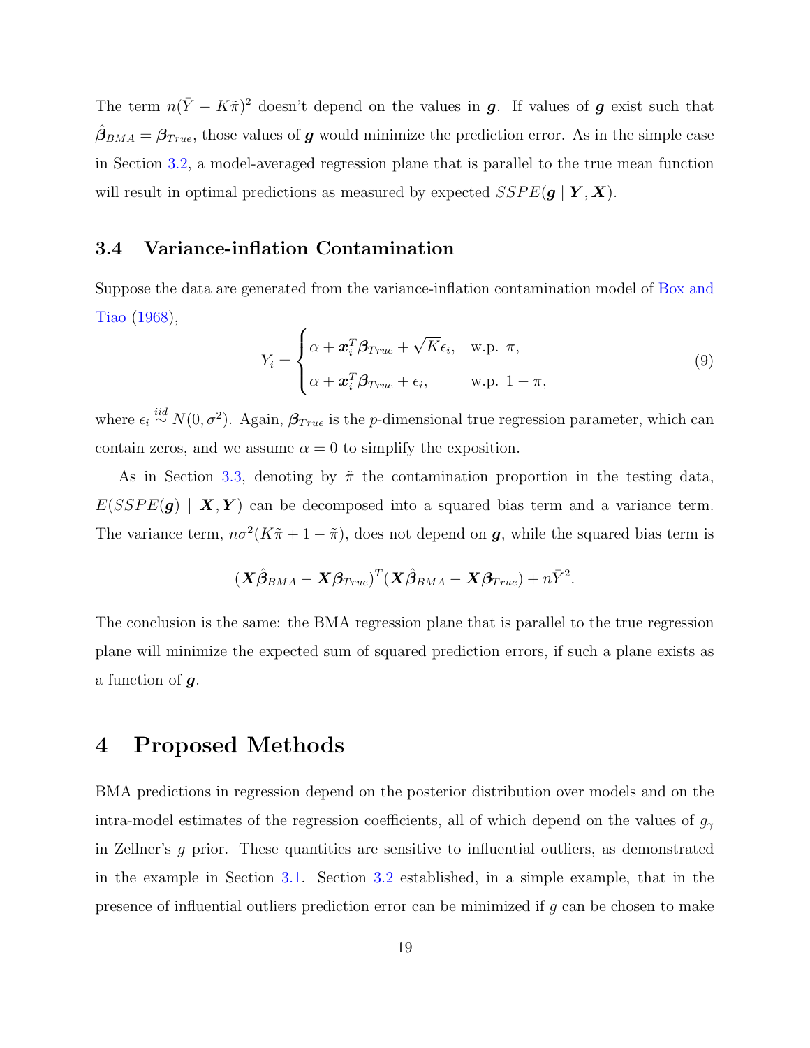The term $n(\bar{Y} - K\tilde{\pi})^2$ doesn't depend on the values in $\boldsymbol{g}$. If values of $\boldsymbol{g}$ exist such that $\hat{\boldsymbol{\beta}}_{BMA} = \boldsymbol{\beta}_{True}$, those values of $\boldsymbol{g}$ would minimize the prediction error. As in the simple case in Section 3.2, a model-averaged regression plane that is parallel to the true mean function will result in optimal predictions as measured by expected $SSPE(\boldsymbol{g} \mid \boldsymbol{Y}, \boldsymbol{X})$.

### 3.4 Variance-inflation Contamination

Suppose the data are generated from the variance-inflation contamination model of Box and Tiao (1968),

$$Y_i = \begin{cases} \alpha + \boldsymbol{x}_i^T \boldsymbol{\beta}_{True} + \sqrt{K}\epsilon_i, & \text{w.p. } \pi, \\ \alpha + \boldsymbol{x}_i^T \boldsymbol{\beta}_{True} + \epsilon_i, & \text{w.p. } 1 - \pi, \end{cases} \tag{9}$$

where $\epsilon_i \stackrel{iid}{\sim} N(0, \sigma^2)$. Again, $\boldsymbol{\beta}_{True}$ is the $p$-dimensional true regression parameter, which can contain zeros, and we assume $\alpha = 0$ to simplify the exposition.

As in Section 3.3, denoting by $\tilde{\pi}$ the contamination proportion in the testing data, $E(SSPE(\boldsymbol{g}) \mid \boldsymbol{X}, \boldsymbol{Y})$ can be decomposed into a squared bias term and a variance term. The variance term, $n\sigma^2(K\tilde{\pi} + 1 - \tilde{\pi})$, does not depend on $\boldsymbol{g}$, while the squared bias term is

$$(\boldsymbol{X}\hat{\boldsymbol{\beta}}_{BMA} - \boldsymbol{X}\boldsymbol{\beta}_{True})^T (\boldsymbol{X}\hat{\boldsymbol{\beta}}_{BMA} - \boldsymbol{X}\boldsymbol{\beta}_{True}) + n\bar{Y}^2.$$

The conclusion is the same: the BMA regression plane that is parallel to the true regression plane will minimize the expected sum of squared prediction errors, if such a plane exists as a function of $\boldsymbol{g}$.

# 4 Proposed Methods

BMA predictions in regression depend on the posterior distribution over models and on the intra-model estimates of the regression coefficients, all of which depend on the values of $g_\gamma$ in Zellner's $g$ prior. These quantities are sensitive to influential outliers, as demonstrated in the example in Section 3.1. Section 3.2 established, in a simple example, that in the presence of influential outliers prediction error can be minimized if $g$ can be chosen to make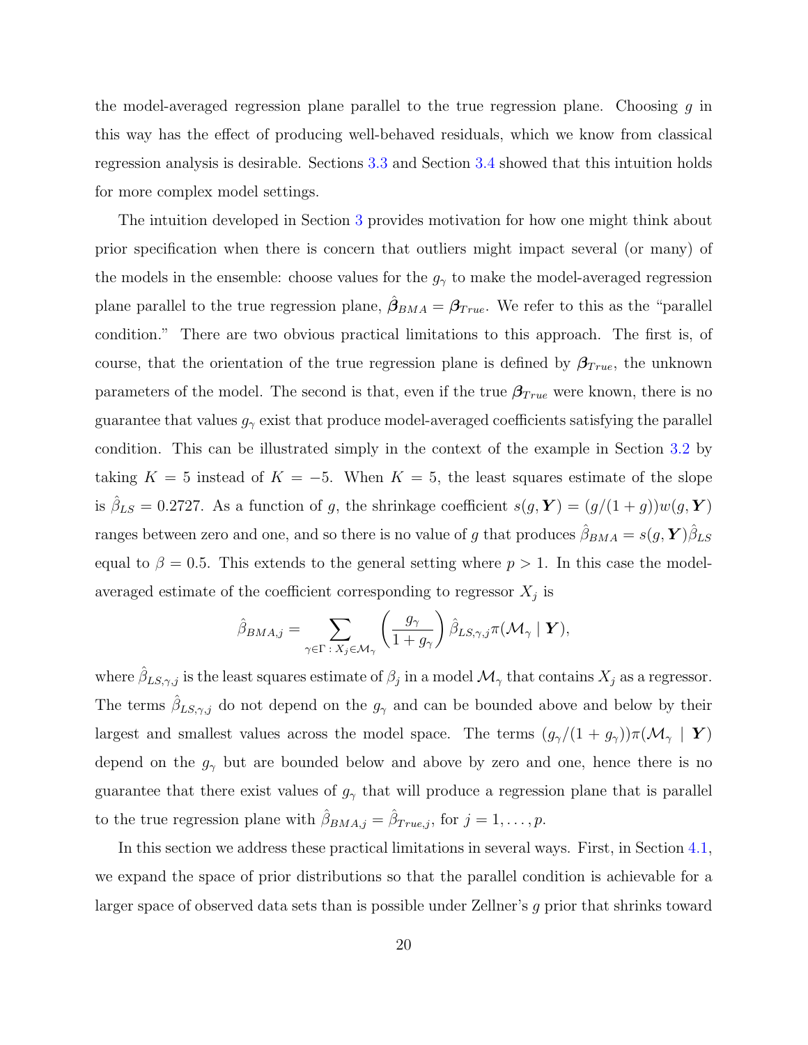the model-averaged regression plane parallel to the true regression plane. Choosing $g$ in this way has the effect of producing well-behaved residuals, which we know from classical regression analysis is desirable. Sections 3.3 and Section 3.4 showed that this intuition holds for more complex model settings.

The intuition developed in Section 3 provides motivation for how one might think about prior specification when there is concern that outliers might impact several (or many) of the models in the ensemble: choose values for the $g_\gamma$ to make the model-averaged regression plane parallel to the true regression plane, $\hat{\boldsymbol{\beta}}_{BMA} = \boldsymbol{\beta}_{True}$. We refer to this as the "parallel condition." There are two obvious practical limitations to this approach. The first is, of course, that the orientation of the true regression plane is defined by $\boldsymbol{\beta}_{True}$, the unknown parameters of the model. The second is that, even if the true $\boldsymbol{\beta}_{True}$ were known, there is no guarantee that values $g_\gamma$ exist that produce model-averaged coefficients satisfying the parallel condition. This can be illustrated simply in the context of the example in Section 3.2 by taking $K = 5$ instead of $K = -5$. When $K = 5$, the least squares estimate of the slope is $\hat{\beta}_{LS} = 0.2727$. As a function of $g$, the shrinkage coefficient $s(g, \boldsymbol{Y}) = (g/(1+g))w(g, \boldsymbol{Y})$ ranges between zero and one, and so there is no value of $g$ that produces $\hat{\beta}_{BMA} = s(g, \boldsymbol{Y})\hat{\beta}_{LS}$ equal to $\beta = 0.5$. This extends to the general setting where $p > 1$. In this case the model-averaged estimate of the coefficient corresponding to regressor $X_j$ is

$$\hat{\beta}_{BMA,j} = \sum_{\gamma \in \Gamma \,:\, X_j \in \mathcal{M}_\gamma} \left( \frac{g_\gamma}{1+g_\gamma} \right) \hat{\beta}_{LS,\gamma,j} \pi(\mathcal{M}_\gamma \mid \boldsymbol{Y}),$$

where $\hat{\beta}_{LS,\gamma,j}$ is the least squares estimate of $\beta_j$ in a model $\mathcal{M}_\gamma$ that contains $X_j$ as a regressor. The terms $\hat{\beta}_{LS,\gamma,j}$ do not depend on the $g_\gamma$ and can be bounded above and below by their largest and smallest values across the model space. The terms $(g_\gamma/(1+g_\gamma))\pi(\mathcal{M}_\gamma \mid \boldsymbol{Y})$ depend on the $g_\gamma$ but are bounded below and above by zero and one, hence there is no guarantee that there exist values of $g_\gamma$ that will produce a regression plane that is parallel to the true regression plane with $\hat{\beta}_{BMA,j} = \hat{\beta}_{True,j}$, for $j = 1, \ldots, p$.

In this section we address these practical limitations in several ways. First, in Section 4.1, we expand the space of prior distributions so that the parallel condition is achievable for a larger space of observed data sets than is possible under Zellner's $g$ prior that shrinks toward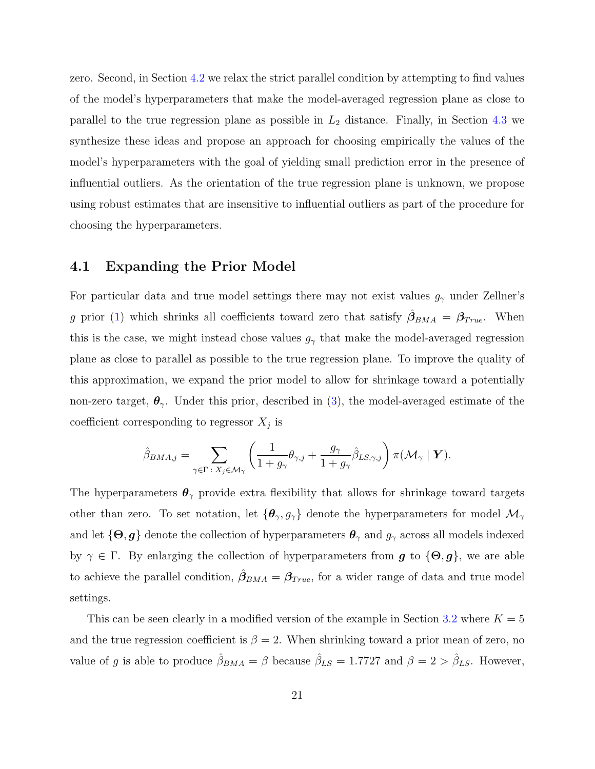zero. Second, in Section 4.2 we relax the strict parallel condition by attempting to find values of the model's hyperparameters that make the model-averaged regression plane as close to parallel to the true regression plane as possible in $L_2$ distance. Finally, in Section 4.3 we synthesize these ideas and propose an approach for choosing empirically the values of the model's hyperparameters with the goal of yielding small prediction error in the presence of influential outliers. As the orientation of the true regression plane is unknown, we propose using robust estimates that are insensitive to influential outliers as part of the procedure for choosing the hyperparameters.

## 4.1 Expanding the Prior Model

For particular data and true model settings there may not exist values $g_\gamma$ under Zellner's $g$ prior (1) which shrinks all coefficients toward zero that satisfy $\hat{\boldsymbol{\beta}}_{BMA} = \boldsymbol{\beta}_{True}$. When this is the case, we might instead chose values $g_\gamma$ that make the model-averaged regression plane as close to parallel as possible to the true regression plane. To improve the quality of this approximation, we expand the prior model to allow for shrinkage toward a potentially non-zero target, $\boldsymbol{\theta}_\gamma$. Under this prior, described in (3), the model-averaged estimate of the coefficient corresponding to regressor $X_j$ is

$$\hat{\beta}_{BMA,j} = \sum_{\gamma \in \Gamma \,:\, X_j \in \mathcal{M}_\gamma} \left( \frac{1}{1+g_\gamma}\theta_{\gamma,j} + \frac{g_\gamma}{1+g_\gamma}\hat{\beta}_{LS,\gamma,j} \right) \pi(\mathcal{M}_\gamma \mid \boldsymbol{Y}).$$

The hyperparameters $\boldsymbol{\theta}_\gamma$ provide extra flexibility that allows for shrinkage toward targets other than zero. To set notation, let $\{\boldsymbol{\theta}_\gamma, g_\gamma\}$ denote the hyperparameters for model $\mathcal{M}_\gamma$ and let $\{\boldsymbol{\Theta}, \boldsymbol{g}\}$ denote the collection of hyperparameters $\boldsymbol{\theta}_\gamma$ and $g_\gamma$ across all models indexed by $\gamma \in \Gamma$. By enlarging the collection of hyperparameters from $\boldsymbol{g}$ to $\{\boldsymbol{\Theta}, \boldsymbol{g}\}$, we are able to achieve the parallel condition, $\hat{\boldsymbol{\beta}}_{BMA} = \boldsymbol{\beta}_{True}$, for a wider range of data and true model settings.

This can be seen clearly in a modified version of the example in Section 3.2 where $K = 5$ and the true regression coefficient is $\beta = 2$. When shrinking toward a prior mean of zero, no value of $g$ is able to produce $\hat{\beta}_{BMA} = \beta$ because $\hat{\beta}_{LS} = 1.7727$ and $\beta = 2 > \hat{\beta}_{LS}$. However,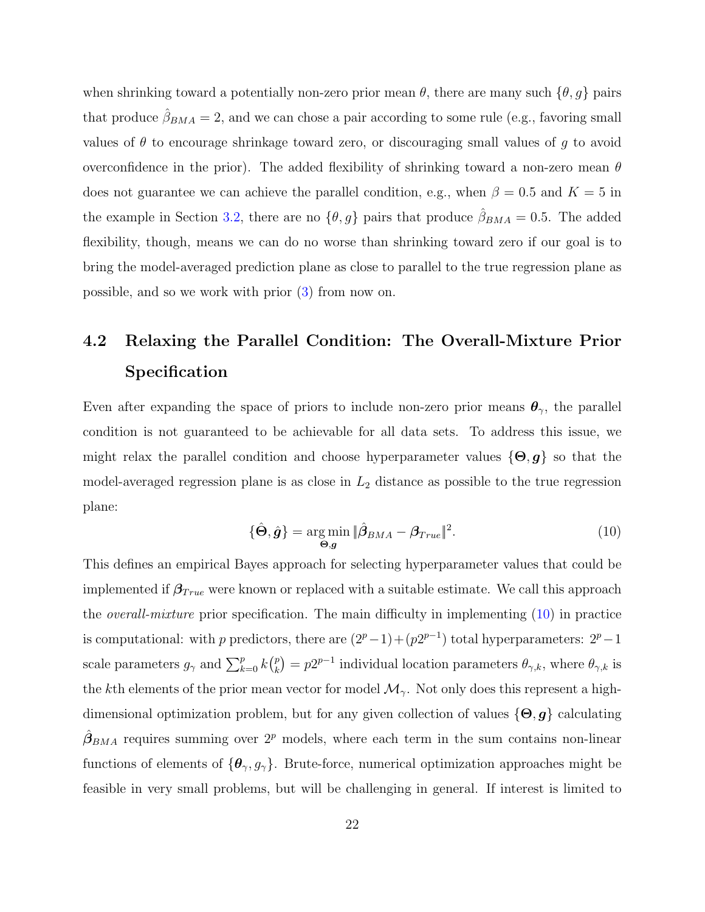when shrinking toward a potentially non-zero prior mean $\theta$, there are many such $\{\theta, g\}$ pairs that produce $\hat{\beta}_{BMA} = 2$, and we can chose a pair according to some rule (e.g., favoring small values of $\theta$ to encourage shrinkage toward zero, or discouraging small values of $g$ to avoid overconfidence in the prior). The added flexibility of shrinking toward a non-zero mean $\theta$ does not guarantee we can achieve the parallel condition, e.g., when $\beta = 0.5$ and $K = 5$ in the example in Section 3.2, there are no $\{\theta, g\}$ pairs that produce $\hat{\beta}_{BMA} = 0.5$. The added flexibility, though, means we can do no worse than shrinking toward zero if our goal is to bring the model-averaged prediction plane as close to parallel to the true regression plane as possible, and so we work with prior (3) from now on.

### 4.2 Relaxing the Parallel Condition: The Overall-Mixture Prior Specification

Even after expanding the space of priors to include non-zero prior means $\boldsymbol{\theta}_\gamma$, the parallel condition is not guaranteed to be achievable for all data sets. To address this issue, we might relax the parallel condition and choose hyperparameter values $\{\boldsymbol{\Theta}, \boldsymbol{g}\}$ so that the model-averaged regression plane is as close in $L_2$ distance as possible to the true regression plane:

$$\{\hat{\boldsymbol{\Theta}}, \hat{\boldsymbol{g}}\} = \underset{\boldsymbol{\Theta}, \boldsymbol{g}}{\arg\min} \, \|\hat{\boldsymbol{\beta}}_{BMA} - \boldsymbol{\beta}_{True}\|^2. \tag{10}$$

This defines an empirical Bayes approach for selecting hyperparameter values that could be implemented if $\boldsymbol{\beta}_{True}$ were known or replaced with a suitable estimate. We call this approach the *overall-mixture* prior specification. The main difficulty in implementing (10) in practice is computational: with $p$ predictors, there are $(2^p - 1) + (p2^{p-1})$ total hyperparameters: $2^p - 1$ scale parameters $g_\gamma$ and $\sum_{k=0}^{p} k\binom{p}{k} = p2^{p-1}$ individual location parameters $\theta_{\gamma,k}$, where $\theta_{\gamma,k}$ is the $k$th elements of the prior mean vector for model $\mathcal{M}_\gamma$. Not only does this represent a high-dimensional optimization problem, but for any given collection of values $\{\boldsymbol{\Theta}, \boldsymbol{g}\}$ calculating $\hat{\boldsymbol{\beta}}_{BMA}$ requires summing over $2^p$ models, where each term in the sum contains non-linear functions of elements of $\{\boldsymbol{\theta}_\gamma, g_\gamma\}$. Brute-force, numerical optimization approaches might be feasible in very small problems, but will be challenging in general. If interest is limited to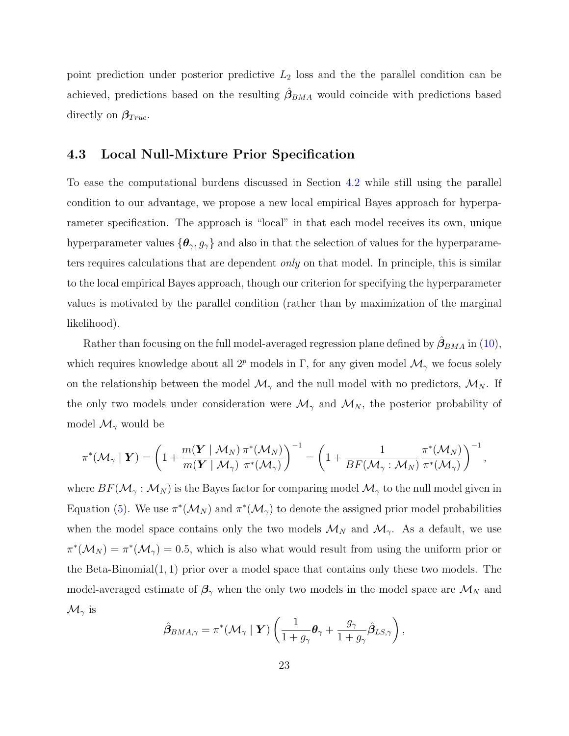point prediction under posterior predictive $L_2$ loss and the the parallel condition can be achieved, predictions based on the resulting $\hat{\boldsymbol{\beta}}_{BMA}$ would coincide with predictions based directly on $\boldsymbol{\beta}_{True}$.

### 4.3 Local Null-Mixture Prior Specification

To ease the computational burdens discussed in Section 4.2 while still using the parallel condition to our advantage, we propose a new local empirical Bayes approach for hyperparameter specification. The approach is "local" in that each model receives its own, unique hyperparameter values $\{\boldsymbol{\theta}_\gamma, g_\gamma\}$ and also in that the selection of values for the hyperparameters requires calculations that are dependent *only* on that model. In principle, this is similar to the local empirical Bayes approach, though our criterion for specifying the hyperparameter values is motivated by the parallel condition (rather than by maximization of the marginal likelihood).

Rather than focusing on the full model-averaged regression plane defined by $\hat{\boldsymbol{\beta}}_{BMA}$ in (10), which requires knowledge about all $2^p$ models in $\Gamma$, for any given model $\mathcal{M}_\gamma$ we focus solely on the relationship between the model $\mathcal{M}_\gamma$ and the null model with no predictors, $\mathcal{M}_N$. If the only two models under consideration were $\mathcal{M}_\gamma$ and $\mathcal{M}_N$, the posterior probability of model $\mathcal{M}_\gamma$ would be

$$\pi^*(\mathcal{M}_\gamma \mid \boldsymbol{Y}) = \left(1 + \frac{m(\boldsymbol{Y} \mid \mathcal{M}_N)}{m(\boldsymbol{Y} \mid \mathcal{M}_\gamma)} \frac{\pi^*(\mathcal{M}_N)}{\pi^*(\mathcal{M}_\gamma)}\right)^{-1} = \left(1 + \frac{1}{BF(\mathcal{M}_\gamma : \mathcal{M}_N)} \frac{\pi^*(\mathcal{M}_N)}{\pi^*(\mathcal{M}_\gamma)}\right)^{-1},$$

where $BF(\mathcal{M}_\gamma : \mathcal{M}_N)$ is the Bayes factor for comparing model $\mathcal{M}_\gamma$ to the null model given in Equation (5). We use $\pi^*(\mathcal{M}_N)$ and $\pi^*(\mathcal{M}_\gamma)$ to denote the assigned prior model probabilities when the model space contains only the two models $\mathcal{M}_N$ and $\mathcal{M}_\gamma$. As a default, we use $\pi^*(\mathcal{M}_N) = \pi^*(\mathcal{M}_\gamma) = 0.5$, which is also what would result from using the uniform prior or the Beta-Binomial(1, 1) prior over a model space that contains only these two models. The model-averaged estimate of $\boldsymbol{\beta}_\gamma$ when the only two models in the model space are $\mathcal{M}_N$ and $\mathcal{M}_\gamma$ is

$$\hat{\boldsymbol{\beta}}_{BMA,\gamma} = \pi^*(\mathcal{M}_\gamma \mid \boldsymbol{Y}) \left(\frac{1}{1+g_\gamma}\boldsymbol{\theta}_\gamma + \frac{g_\gamma}{1+g_\gamma}\hat{\boldsymbol{\beta}}_{LS,\gamma}\right),$$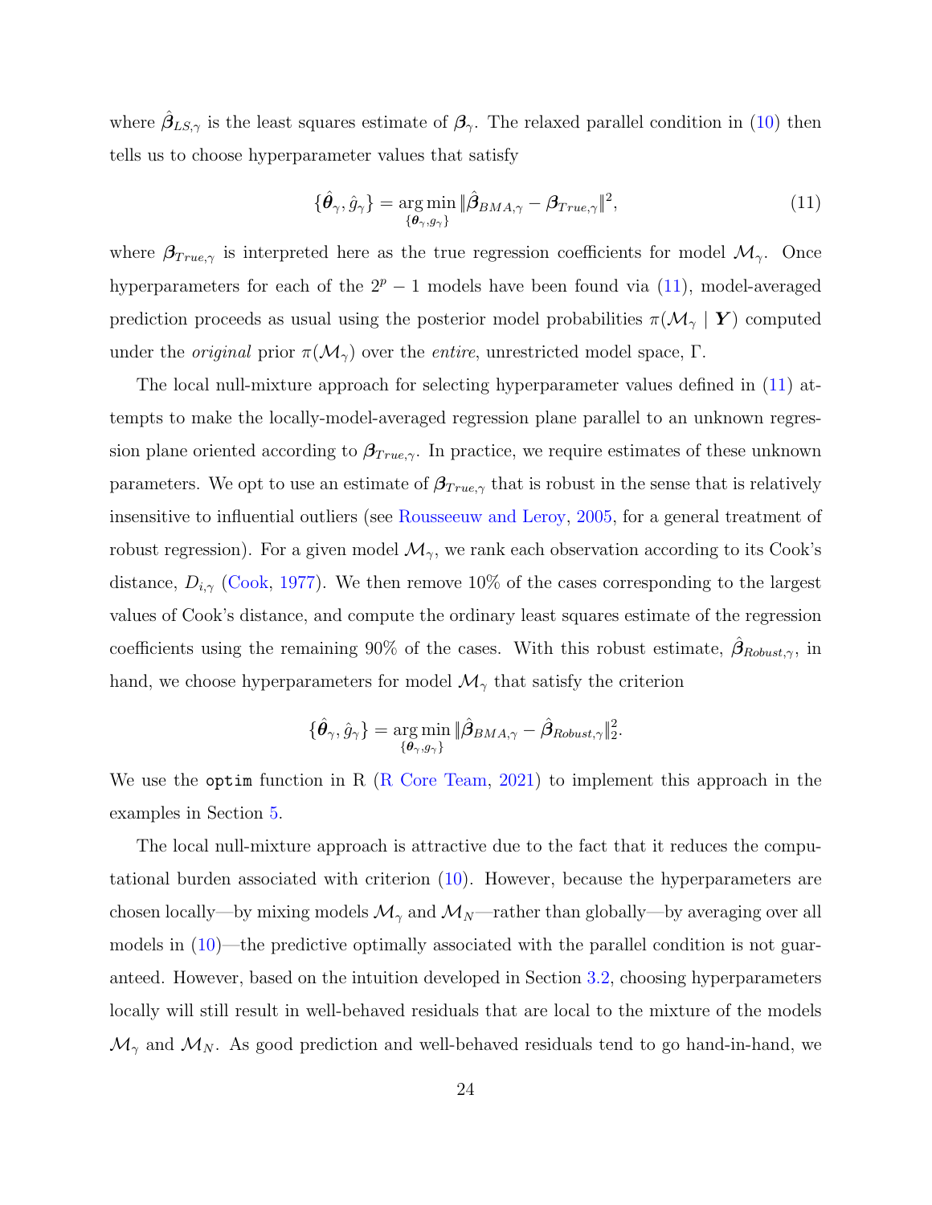where $\hat{\boldsymbol{\beta}}_{LS,\gamma}$ is the least squares estimate of $\boldsymbol{\beta}_{\gamma}$. The relaxed parallel condition in (10) then tells us to choose hyperparameter values that satisfy

$$\{\hat{\boldsymbol{\theta}}_{\gamma}, \hat{g}_{\gamma}\} = \underset{\{\boldsymbol{\theta}_{\gamma}, g_{\gamma}\}}{\arg\min} \|\hat{\boldsymbol{\beta}}_{BMA,\gamma} - \boldsymbol{\beta}_{True,\gamma}\|^2, \tag{11}$$

where $\boldsymbol{\beta}_{True,\gamma}$ is interpreted here as the true regression coefficients for model $\mathcal{M}_{\gamma}$. Once hyperparameters for each of the $2^p - 1$ models have been found via (11), model-averaged prediction proceeds as usual using the posterior model probabilities $\pi(\mathcal{M}_{\gamma} \mid \boldsymbol{Y})$ computed under the *original* prior $\pi(\mathcal{M}_{\gamma})$ over the *entire*, unrestricted model space, $\Gamma$.

The local null-mixture approach for selecting hyperparameter values defined in (11) attempts to make the locally-model-averaged regression plane parallel to an unknown regression plane oriented according to $\boldsymbol{\beta}_{True,\gamma}$. In practice, we require estimates of these unknown parameters. We opt to use an estimate of $\boldsymbol{\beta}_{True,\gamma}$ that is robust in the sense that is relatively insensitive to influential outliers (see Rousseeuw and Leroy, 2005, for a general treatment of robust regression). For a given model $\mathcal{M}_{\gamma}$, we rank each observation according to its Cook's distance, $D_{i,\gamma}$ (Cook, 1977). We then remove 10% of the cases corresponding to the largest values of Cook's distance, and compute the ordinary least squares estimate of the regression coefficients using the remaining 90% of the cases. With this robust estimate, $\hat{\boldsymbol{\beta}}_{Robust,\gamma}$, in hand, we choose hyperparameters for model $\mathcal{M}_{\gamma}$ that satisfy the criterion

$$\{\hat{\boldsymbol{\theta}}_{\gamma}, \hat{g}_{\gamma}\} = \underset{\{\boldsymbol{\theta}_{\gamma}, g_{\gamma}\}}{\arg\min} \|\hat{\boldsymbol{\beta}}_{BMA,\gamma} - \hat{\boldsymbol{\beta}}_{Robust,\gamma}\|_2^2.$$

We use the `optim` function in R (R Core Team, 2021) to implement this approach in the examples in Section 5.

The local null-mixture approach is attractive due to the fact that it reduces the computational burden associated with criterion (10). However, because the hyperparameters are chosen locally—by mixing models $\mathcal{M}_{\gamma}$ and $\mathcal{M}_N$—rather than globally—by averaging over all models in (10)—the predictive optimally associated with the parallel condition is not guaranteed. However, based on the intuition developed in Section 3.2, choosing hyperparameters locally will still result in well-behaved residuals that are local to the mixture of the models $\mathcal{M}_{\gamma}$ and $\mathcal{M}_N$. As good prediction and well-behaved residuals tend to go hand-in-hand, we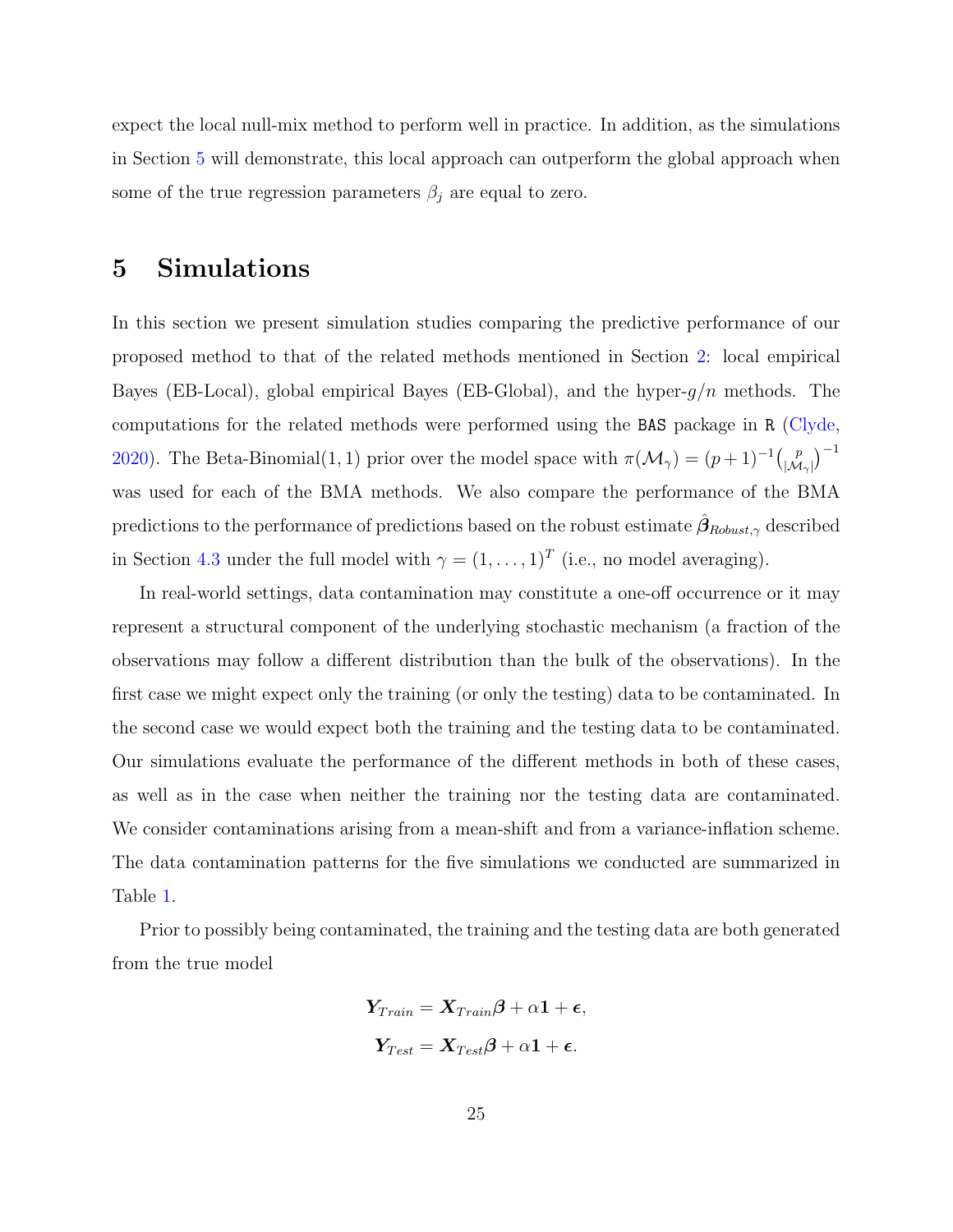expect the local null-mix method to perform well in practice. In addition, as the simulations in Section 5 will demonstrate, this local approach can outperform the global approach when some of the true regression parameters $\beta_j$ are equal to zero.

# 5 Simulations

In this section we present simulation studies comparing the predictive performance of our proposed method to that of the related methods mentioned in Section 2: local empirical Bayes (EB-Local), global empirical Bayes (EB-Global), and the hyper-$g/n$ methods. The computations for the related methods were performed using the `BAS` package in `R` (Clyde, 2020). The Beta-Binomial(1, 1) prior over the model space with $\pi(\mathcal{M}_\gamma) = (p+1)^{-1}\binom{p}{|\mathcal{M}_\gamma|}^{-1}$ was used for each of the BMA methods. We also compare the performance of the BMA predictions to the performance of predictions based on the robust estimate $\hat{\boldsymbol{\beta}}_{Robust,\gamma}$ described in Section 4.3 under the full model with $\gamma = (1, \ldots, 1)^T$ (i.e., no model averaging).

In real-world settings, data contamination may constitute a one-off occurrence or it may represent a structural component of the underlying stochastic mechanism (a fraction of the observations may follow a different distribution than the bulk of the observations). In the first case we might expect only the training (or only the testing) data to be contaminated. In the second case we would expect both the training and the testing data to be contaminated. Our simulations evaluate the performance of the different methods in both of these cases, as well as in the case when neither the training nor the testing data are contaminated. We consider contaminations arising from a mean-shift and from a variance-inflation scheme. The data contamination patterns for the five simulations we conducted are summarized in Table 1.

Prior to possibly being contaminated, the training and the testing data are both generated from the true model

$$
\boldsymbol{Y}_{Train} = \boldsymbol{X}_{Train}\boldsymbol{\beta} + \alpha\mathbf{1} + \boldsymbol{\epsilon},
$$
$$
\boldsymbol{Y}_{Test} = \boldsymbol{X}_{Test}\boldsymbol{\beta} + \alpha\mathbf{1} + \boldsymbol{\epsilon}.
$$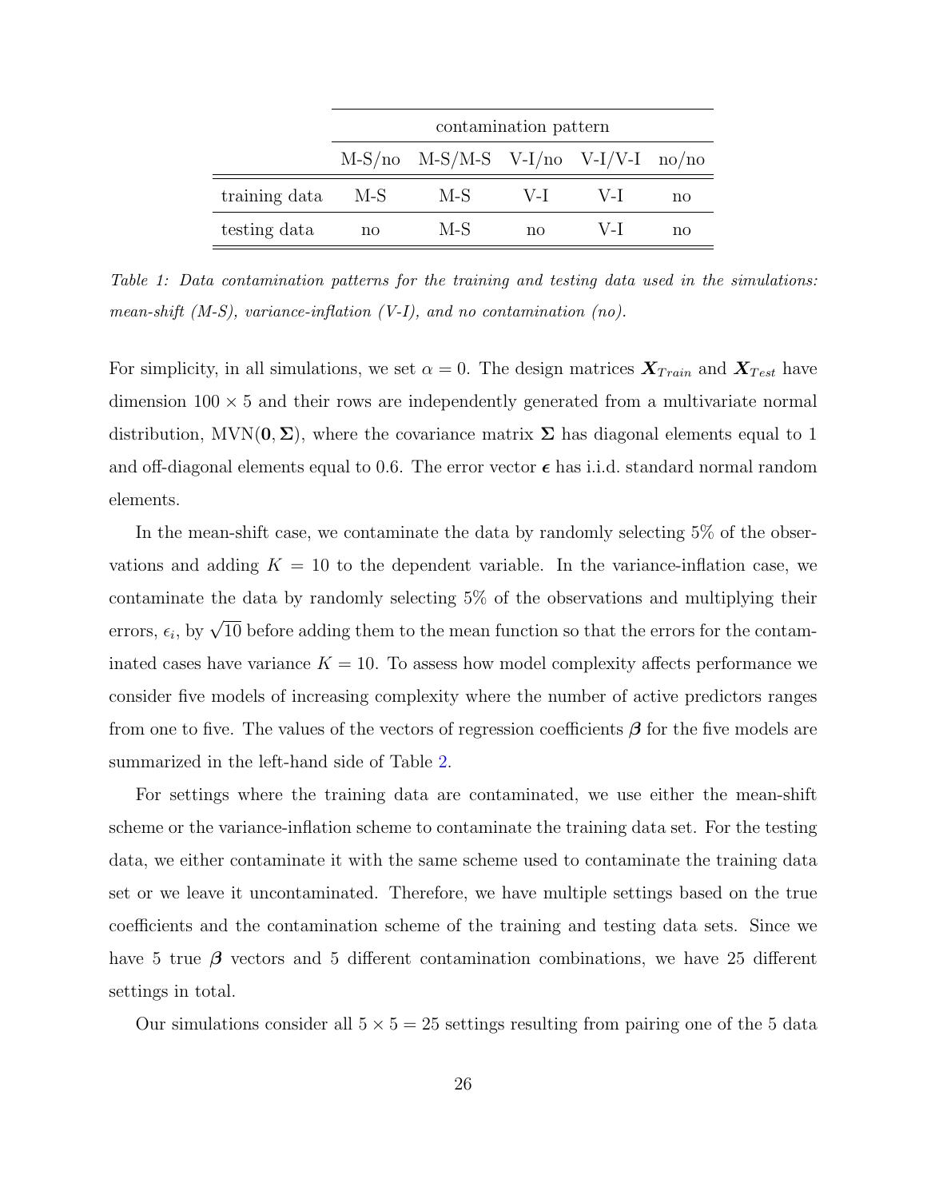| | contamination pattern | | | | |
|---|---|---|---|---|---|
| | M-S/no | M-S/M-S | V-I/no | V-I/V-I | no/no |
| training data | M-S | M-S | V-I | V-I | no |
| testing data | no | M-S | no | V-I | no |

*Table 1: Data contamination patterns for the training and testing data used in the simulations: mean-shift (M-S), variance-inflation (V-I), and no contamination (no).*

For simplicity, in all simulations, we set $\alpha = 0$. The design matrices $\boldsymbol{X}_{Train}$ and $\boldsymbol{X}_{Test}$ have dimension $100 \times 5$ and their rows are independently generated from a multivariate normal distribution, $\text{MVN}(\mathbf{0}, \boldsymbol{\Sigma})$, where the covariance matrix $\boldsymbol{\Sigma}$ has diagonal elements equal to 1 and off-diagonal elements equal to 0.6. The error vector $\boldsymbol{\epsilon}$ has i.i.d. standard normal random elements.

In the mean-shift case, we contaminate the data by randomly selecting 5% of the observations and adding $K = 10$ to the dependent variable. In the variance-inflation case, we contaminate the data by randomly selecting 5% of the observations and multiplying their errors, $\epsilon_i$, by $\sqrt{10}$ before adding them to the mean function so that the errors for the contaminated cases have variance $K = 10$. To assess how model complexity affects performance we consider five models of increasing complexity where the number of active predictors ranges from one to five. The values of the vectors of regression coefficients $\boldsymbol{\beta}$ for the five models are summarized in the left-hand side of Table 2.

For settings where the training data are contaminated, we use either the mean-shift scheme or the variance-inflation scheme to contaminate the training data set. For the testing data, we either contaminate it with the same scheme used to contaminate the training data set or we leave it uncontaminated. Therefore, we have multiple settings based on the true coefficients and the contamination scheme of the training and testing data sets. Since we have 5 true $\boldsymbol{\beta}$ vectors and 5 different contamination combinations, we have 25 different settings in total.

Our simulations consider all $5 \times 5 = 25$ settings resulting from pairing one of the 5 data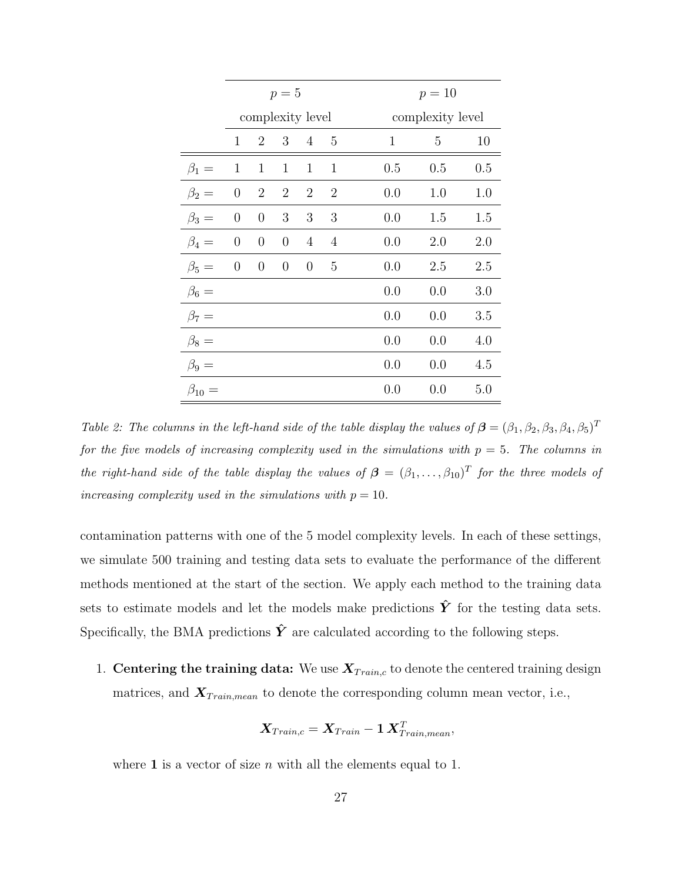| | $p = 5$ | | | | | $p = 10$ | | |
|---|---|---|---|---|---|---|---|---|
| | complexity level | | | | | complexity level | | |
| | 1 | 2 | 3 | 4 | 5 | 1 | 5 | 10 |
| $\beta_1 =$ | 1 | 1 | 1 | 1 | 1 | 0.5 | 0.5 | 0.5 |
| $\beta_2 =$ | 0 | 2 | 2 | 2 | 2 | 0.0 | 1.0 | 1.0 |
| $\beta_3 =$ | 0 | 0 | 3 | 3 | 3 | 0.0 | 1.5 | 1.5 |
| $\beta_4 =$ | 0 | 0 | 0 | 4 | 4 | 0.0 | 2.0 | 2.0 |
| $\beta_5 =$ | 0 | 0 | 0 | 0 | 5 | 0.0 | 2.5 | 2.5 |
| $\beta_6 =$ | | | | | | 0.0 | 0.0 | 3.0 |
| $\beta_7 =$ | | | | | | 0.0 | 0.0 | 3.5 |
| $\beta_8 =$ | | | | | | 0.0 | 0.0 | 4.0 |
| $\beta_9 =$ | | | | | | 0.0 | 0.0 | 4.5 |
| $\beta_{10} =$ | | | | | | 0.0 | 0.0 | 5.0 |

*Table 2: The columns in the left-hand side of the table display the values of $\boldsymbol{\beta} = (\beta_1, \beta_2, \beta_3, \beta_4, \beta_5)^T$ for the five models of increasing complexity used in the simulations with $p = 5$. The columns in the right-hand side of the table display the values of $\boldsymbol{\beta} = (\beta_1, \dots, \beta_{10})^T$ for the three models of increasing complexity used in the simulations with $p = 10$.*

contamination patterns with one of the 5 model complexity levels. In each of these settings, we simulate 500 training and testing data sets to evaluate the performance of the different methods mentioned at the start of the section. We apply each method to the training data sets to estimate models and let the models make predictions $\hat{\boldsymbol{Y}}$ for the testing data sets. Specifically, the BMA predictions $\hat{\boldsymbol{Y}}$ are calculated according to the following steps.

1. **Centering the training data:** We use $\boldsymbol{X}_{Train,c}$ to denote the centered training design matrices, and $\boldsymbol{X}_{Train,mean}$ to denote the corresponding column mean vector, i.e.,

$$\boldsymbol{X}_{Train,c} = \boldsymbol{X}_{Train} - \mathbf{1}\, \boldsymbol{X}_{Train,mean}^T,$$

where $\mathbf{1}$ is a vector of size $n$ with all the elements equal to 1.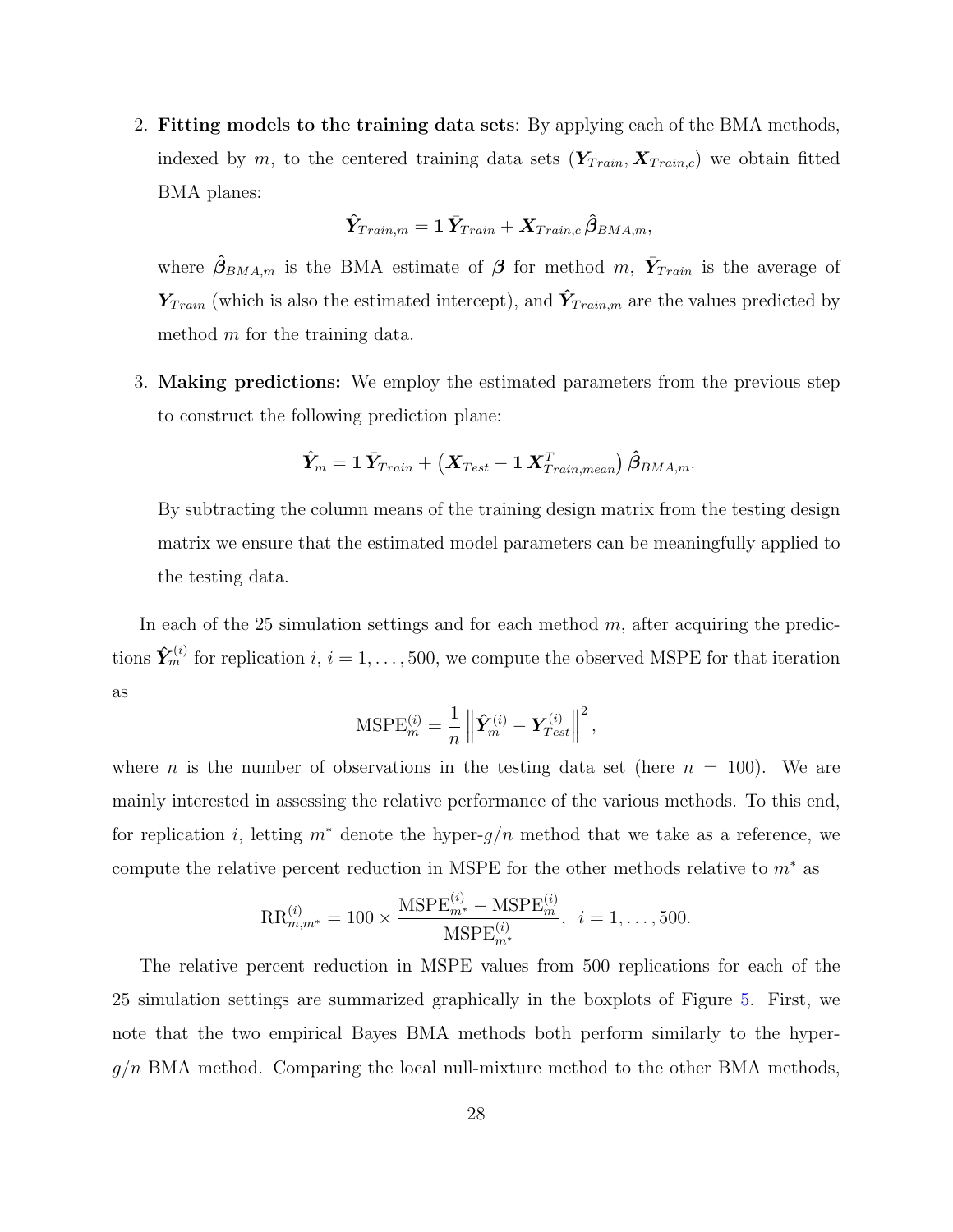2. **Fitting models to the training data sets**: By applying each of the BMA methods, indexed by $m$, to the centered training data sets $(\boldsymbol{Y}_{Train}, \boldsymbol{X}_{Train,c})$ we obtain fitted BMA planes:

$$\hat{\boldsymbol{Y}}_{Train,m} = \boldsymbol{1}\,\bar{\boldsymbol{Y}}_{Train} + \boldsymbol{X}_{Train,c}\,\hat{\boldsymbol{\beta}}_{BMA,m},$$

   where $\hat{\boldsymbol{\beta}}_{BMA,m}$ is the BMA estimate of $\boldsymbol{\beta}$ for method $m$, $\bar{\boldsymbol{Y}}_{Train}$ is the average of $\boldsymbol{Y}_{Train}$ (which is also the estimated intercept), and $\hat{\boldsymbol{Y}}_{Train,m}$ are the values predicted by method $m$ for the training data.

3. **Making predictions:** We employ the estimated parameters from the previous step to construct the following prediction plane:

$$\hat{\boldsymbol{Y}}_m = \boldsymbol{1}\,\bar{\boldsymbol{Y}}_{Train} + \left(\boldsymbol{X}_{Test} - \boldsymbol{1}\,\boldsymbol{X}^T_{Train,mean}\right)\hat{\boldsymbol{\beta}}_{BMA,m}.$$

   By subtracting the column means of the training design matrix from the testing design matrix we ensure that the estimated model parameters can be meaningfully applied to the testing data.

In each of the 25 simulation settings and for each method $m$, after acquiring the predictions $\hat{\boldsymbol{Y}}_m^{(i)}$ for replication $i$, $i = 1, \ldots, 500$, we compute the observed MSPE for that iteration as

$$\text{MSPE}_m^{(i)} = \frac{1}{n}\left\|\hat{\boldsymbol{Y}}_m^{(i)} - \boldsymbol{Y}_{Test}^{(i)}\right\|^2,$$

where $n$ is the number of observations in the testing data set (here $n = 100$). We are mainly interested in assessing the relative performance of the various methods. To this end, for replication $i$, letting $m^*$ denote the hyper-$g/n$ method that we take as a reference, we compute the relative percent reduction in MSPE for the other methods relative to $m^*$ as

$$\text{RR}_{m,m^*}^{(i)} = 100 \times \frac{\text{MSPE}_{m^*}^{(i)} - \text{MSPE}_m^{(i)}}{\text{MSPE}_{m^*}^{(i)}}, \;\; i = 1, \ldots, 500.$$

The relative percent reduction in MSPE values from 500 replications for each of the 25 simulation settings are summarized graphically in the boxplots of Figure 5. First, we note that the two empirical Bayes BMA methods both perform similarly to the hyper-$g/n$ BMA method. Comparing the local null-mixture method to the other BMA methods,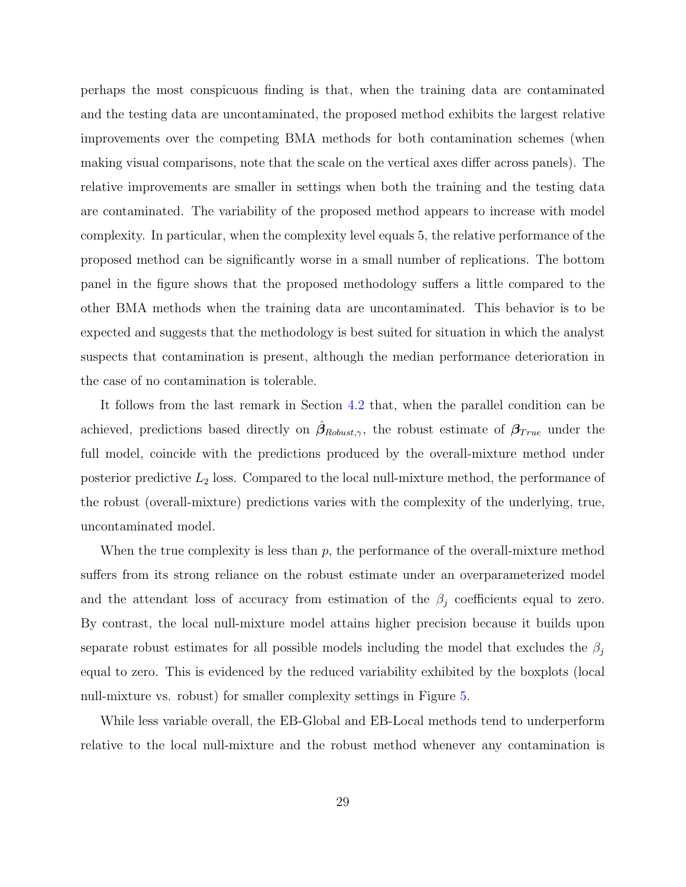perhaps the most conspicuous finding is that, when the training data are contaminated and the testing data are uncontaminated, the proposed method exhibits the largest relative improvements over the competing BMA methods for both contamination schemes (when making visual comparisons, note that the scale on the vertical axes differ across panels). The relative improvements are smaller in settings when both the training and the testing data are contaminated. The variability of the proposed method appears to increase with model complexity. In particular, when the complexity level equals 5, the relative performance of the proposed method can be significantly worse in a small number of replications. The bottom panel in the figure shows that the proposed methodology suffers a little compared to the other BMA methods when the training data are uncontaminated. This behavior is to be expected and suggests that the methodology is best suited for situation in which the analyst suspects that contamination is present, although the median performance deterioration in the case of no contamination is tolerable.

It follows from the last remark in Section 4.2 that, when the parallel condition can be achieved, predictions based directly on $\hat{\boldsymbol{\beta}}_{Robust,\gamma}$, the robust estimate of $\boldsymbol{\beta}_{True}$ under the full model, coincide with the predictions produced by the overall-mixture method under posterior predictive $L_2$ loss. Compared to the local null-mixture method, the performance of the robust (overall-mixture) predictions varies with the complexity of the underlying, true, uncontaminated model.

When the true complexity is less than $p$, the performance of the overall-mixture method suffers from its strong reliance on the robust estimate under an overparameterized model and the attendant loss of accuracy from estimation of the $\beta_j$ coefficients equal to zero. By contrast, the local null-mixture model attains higher precision because it builds upon separate robust estimates for all possible models including the model that excludes the $\beta_j$ equal to zero. This is evidenced by the reduced variability exhibited by the boxplots (local null-mixture vs. robust) for smaller complexity settings in Figure 5.

While less variable overall, the EB-Global and EB-Local methods tend to underperform relative to the local null-mixture and the robust method whenever any contamination is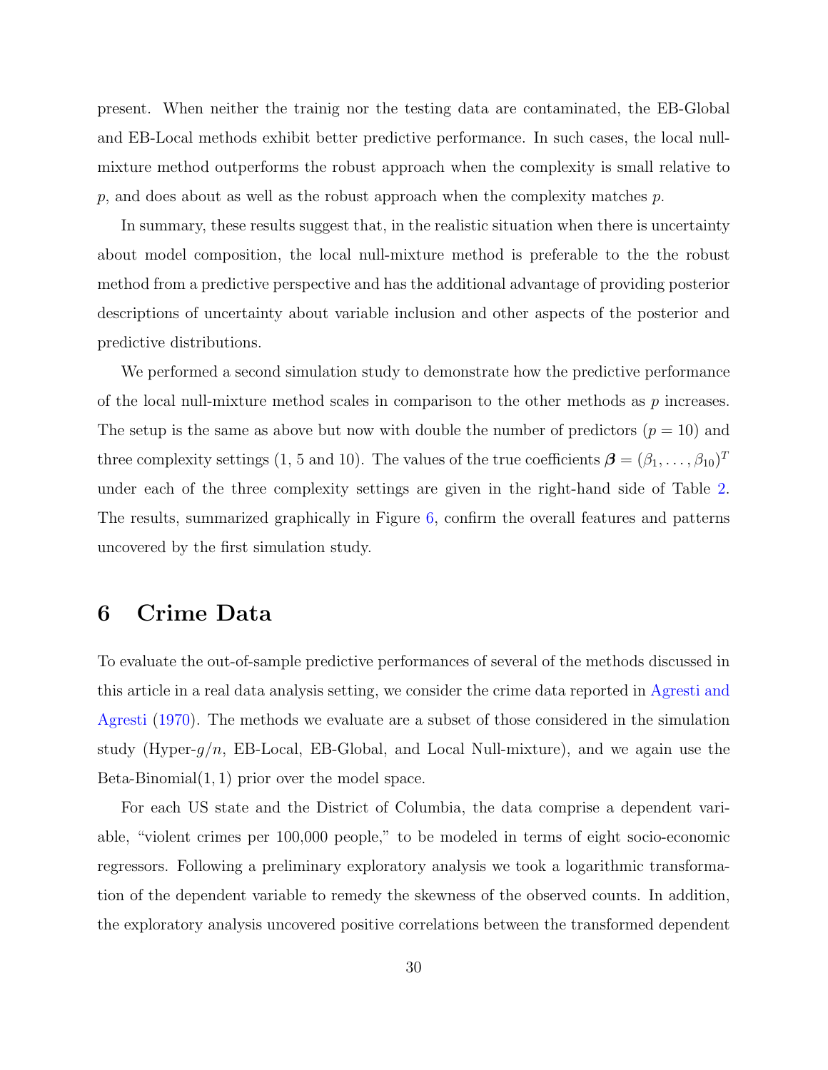present. When neither the trainig nor the testing data are contaminated, the EB-Global and EB-Local methods exhibit better predictive performance. In such cases, the local null-mixture method outperforms the robust approach when the complexity is small relative to $p$, and does about as well as the robust approach when the complexity matches $p$.

In summary, these results suggest that, in the realistic situation when there is uncertainty about model composition, the local null-mixture method is preferable to the the robust method from a predictive perspective and has the additional advantage of providing posterior descriptions of uncertainty about variable inclusion and other aspects of the posterior and predictive distributions.

We performed a second simulation study to demonstrate how the predictive performance of the local null-mixture method scales in comparison to the other methods as $p$ increases. The setup is the same as above but now with double the number of predictors ($p = 10$) and three complexity settings (1, 5 and 10). The values of the true coefficients $\boldsymbol{\beta} = (\beta_1, \ldots, \beta_{10})^T$ under each of the three complexity settings are given in the right-hand side of Table 2. The results, summarized graphically in Figure 6, confirm the overall features and patterns uncovered by the first simulation study.

# 6 Crime Data

To evaluate the out-of-sample predictive performances of several of the methods discussed in this article in a real data analysis setting, we consider the crime data reported in Agresti and Agresti (1970). The methods we evaluate are a subset of those considered in the simulation study (Hyper-$g/n$, EB-Local, EB-Global, and Local Null-mixture), and we again use the Beta-Binomial$(1, 1)$ prior over the model space.

For each US state and the District of Columbia, the data comprise a dependent variable, "violent crimes per 100,000 people," to be modeled in terms of eight socio-economic regressors. Following a preliminary exploratory analysis we took a logarithmic transformation of the dependent variable to remedy the skewness of the observed counts. In addition, the exploratory analysis uncovered positive correlations between the transformed dependent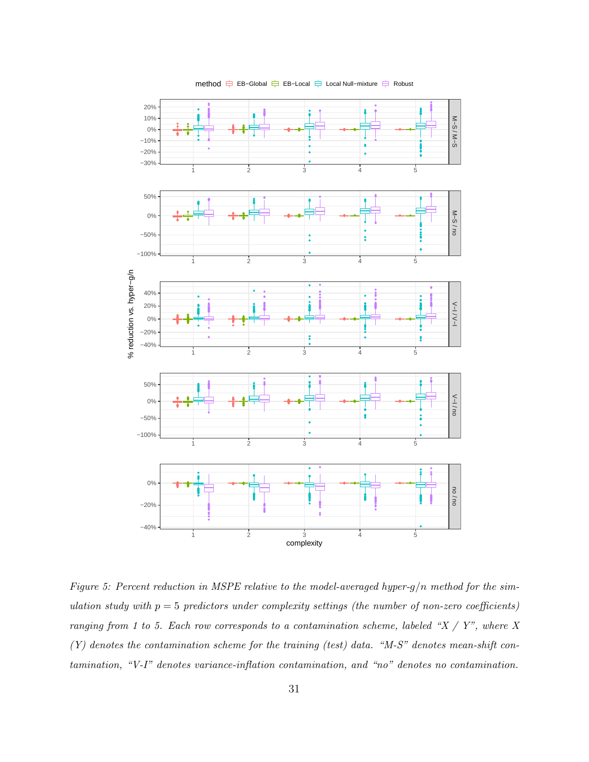*Figure 5: Percent reduction in MSPE relative to the model-averaged hyper-g/n method for the simulation study with $p = 5$ predictors under complexity settings (the number of non-zero coefficients) ranging from 1 to 5. Each row corresponds to a contamination scheme, labeled "X / Y", where X (Y) denotes the contamination scheme for the training (test) data. "M-S" denotes mean-shift contamination, "V-I" denotes variance-inflation contamination, and "no" denotes no contamination.*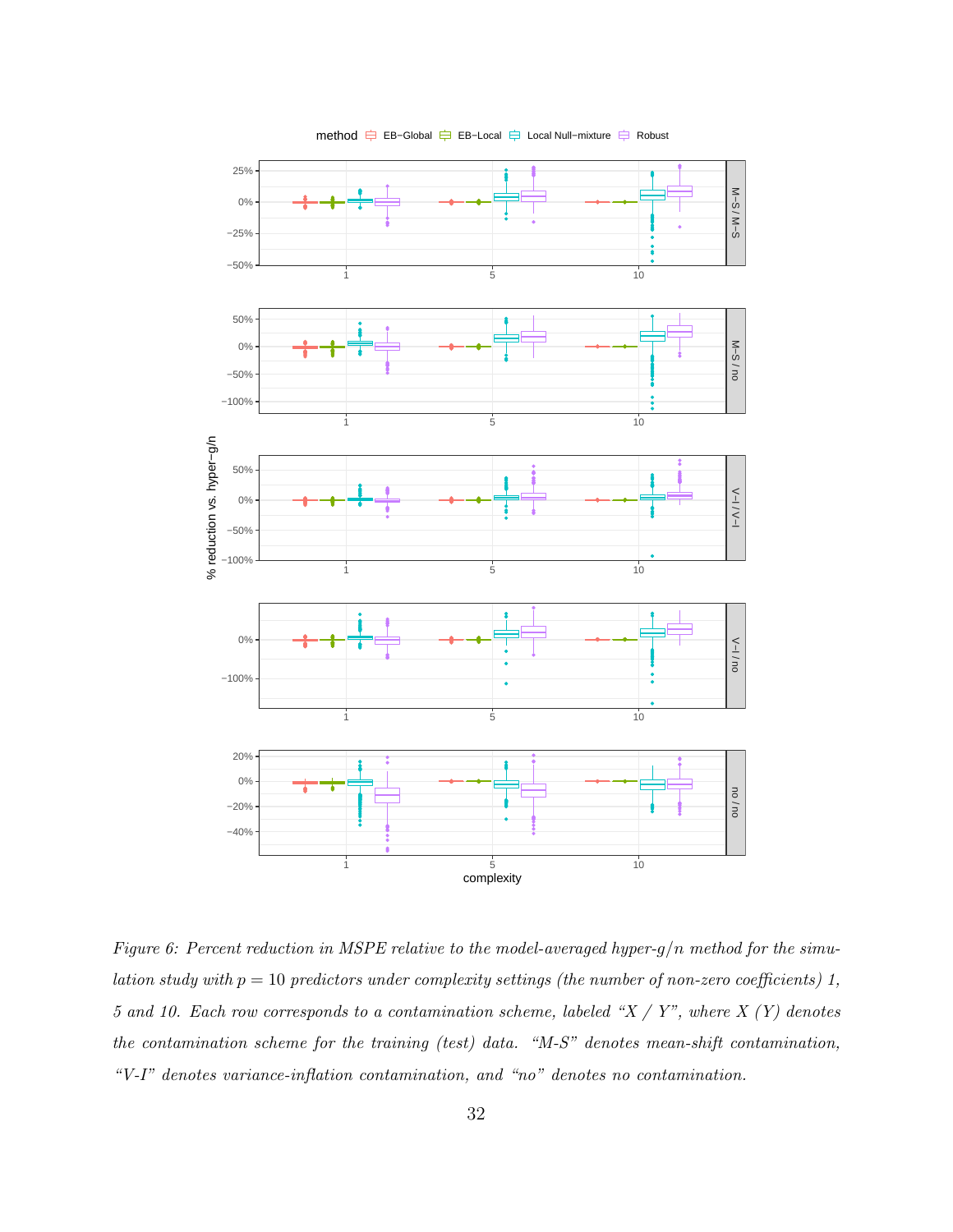Figure 6: Percent reduction in MSPE relative to the model-averaged hyper-$g/n$ method for the simulation study with $p = 10$ predictors under complexity settings (the number of non-zero coefficients) 1, 5 and 10. Each row corresponds to a contamination scheme, labeled "X / Y", where X (Y) denotes the contamination scheme for the training (test) data. "M-S" denotes mean-shift contamination, "V-I" denotes variance-inflation contamination, and "no" denotes no contamination.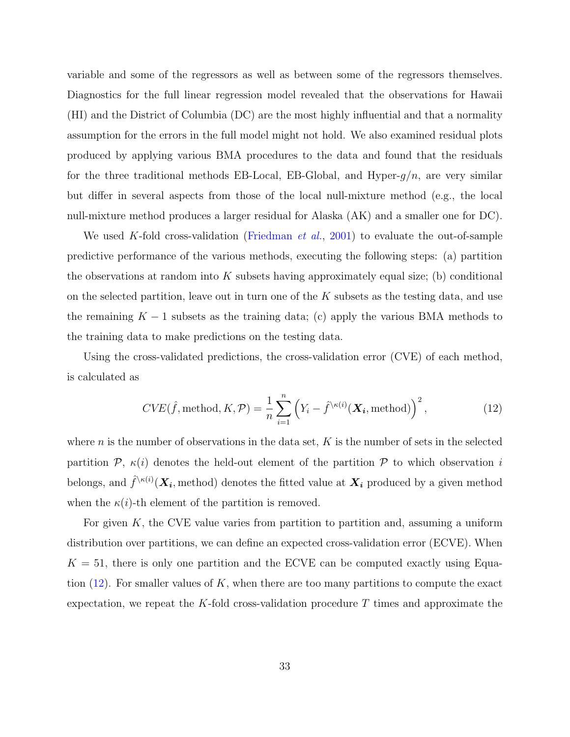variable and some of the regressors as well as between some of the regressors themselves. Diagnostics for the full linear regression model revealed that the observations for Hawaii (HI) and the District of Columbia (DC) are the most highly influential and that a normality assumption for the errors in the full model might not hold. We also examined residual plots produced by applying various BMA procedures to the data and found that the residuals for the three traditional methods EB-Local, EB-Global, and Hyper-$g/n$, are very similar but differ in several aspects from those of the local null-mixture method (e.g., the local null-mixture method produces a larger residual for Alaska (AK) and a smaller one for DC).

We used $K$-fold cross-validation (Friedman *et al.*, 2001) to evaluate the out-of-sample predictive performance of the various methods, executing the following steps: (a) partition the observations at random into $K$ subsets having approximately equal size; (b) conditional on the selected partition, leave out in turn one of the $K$ subsets as the testing data, and use the remaining $K-1$ subsets as the training data; (c) apply the various BMA methods to the training data to make predictions on the testing data.

Using the cross-validated predictions, the cross-validation error (CVE) of each method, is calculated as

$$CVE(\hat{f}, \text{method}, K, \mathcal{P}) = \frac{1}{n} \sum_{i=1}^{n} \left( Y_i - \hat{f}^{\setminus \kappa(i)}(\boldsymbol{X_i}, \text{method}) \right)^2, \tag{12}$$

where $n$ is the number of observations in the data set, $K$ is the number of sets in the selected partition $\mathcal{P}$, $\kappa(i)$ denotes the held-out element of the partition $\mathcal{P}$ to which observation $i$ belongs, and $\hat{f}^{\setminus \kappa(i)}(\boldsymbol{X_i}, \text{method})$ denotes the fitted value at $\boldsymbol{X_i}$ produced by a given method when the $\kappa(i)$-th element of the partition is removed.

For given $K$, the CVE value varies from partition to partition and, assuming a uniform distribution over partitions, we can define an expected cross-validation error (ECVE). When $K = 51$, there is only one partition and the ECVE can be computed exactly using Equation (12). For smaller values of $K$, when there are too many partitions to compute the exact expectation, we repeat the $K$-fold cross-validation procedure $T$ times and approximate the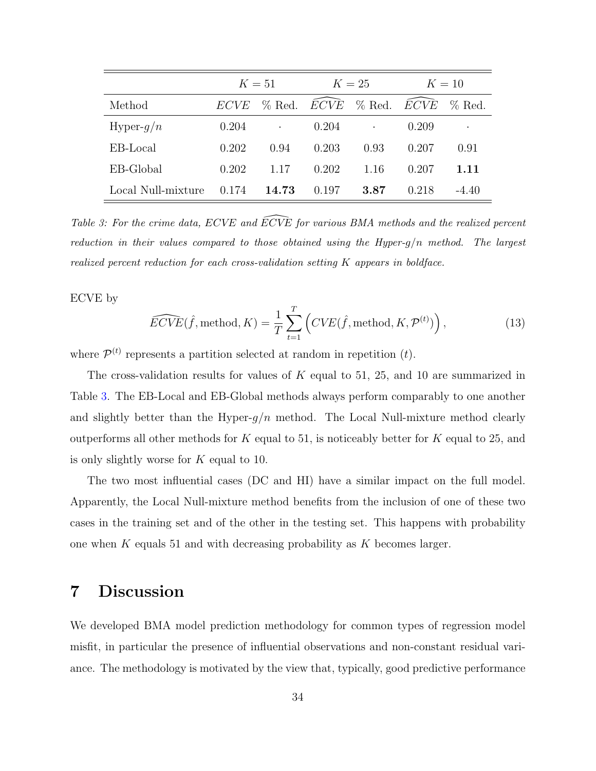| | $K = 51$ | | $K = 25$ | | $K = 10$ | |
|---|---|---|---|---|---|---|
| Method | $ECVE$ | % Red. | $\widehat{ECVE}$ | % Red. | $\widehat{ECVE}$ | % Red. |
| Hyper-$g/n$ | 0.204 | · | 0.204 | · | 0.209 | · |
| EB-Local | 0.202 | 0.94 | 0.203 | 0.93 | 0.207 | 0.91 |
| EB-Global | 0.202 | 1.17 | 0.202 | 1.16 | 0.207 | **1.11** |
| Local Null-mixture | 0.174 | **14.73** | 0.197 | **3.87** | 0.218 | -4.40 |

*Table 3: For the crime data, ECVE and $\widehat{ECVE}$ for various BMA methods and the realized percent reduction in their values compared to those obtained using the Hyper-$g/n$ method. The largest realized percent reduction for each cross-validation setting $K$ appears in boldface.*

ECVE by

$$\widehat{ECVE}(\hat{f}, \text{method}, K) = \frac{1}{T} \sum_{t=1}^{T} \left( CVE(\hat{f}, \text{method}, K, \mathcal{P}^{(t)}) \right), \tag{13}$$

where $\mathcal{P}^{(t)}$ represents a partition selected at random in repetition $(t)$.

The cross-validation results for values of $K$ equal to 51, 25, and 10 are summarized in Table 3. The EB-Local and EB-Global methods always perform comparably to one another and slightly better than the Hyper-$g/n$ method. The Local Null-mixture method clearly outperforms all other methods for $K$ equal to 51, is noticeably better for $K$ equal to 25, and is only slightly worse for $K$ equal to 10.

The two most influential cases (DC and HI) have a similar impact on the full model. Apparently, the Local Null-mixture method benefits from the inclusion of one of these two cases in the training set and of the other in the testing set. This happens with probability one when $K$ equals 51 and with decreasing probability as $K$ becomes larger.

# 7 Discussion

We developed BMA model prediction methodology for common types of regression model misfit, in particular the presence of influential observations and non-constant residual variance. The methodology is motivated by the view that, typically, good predictive performance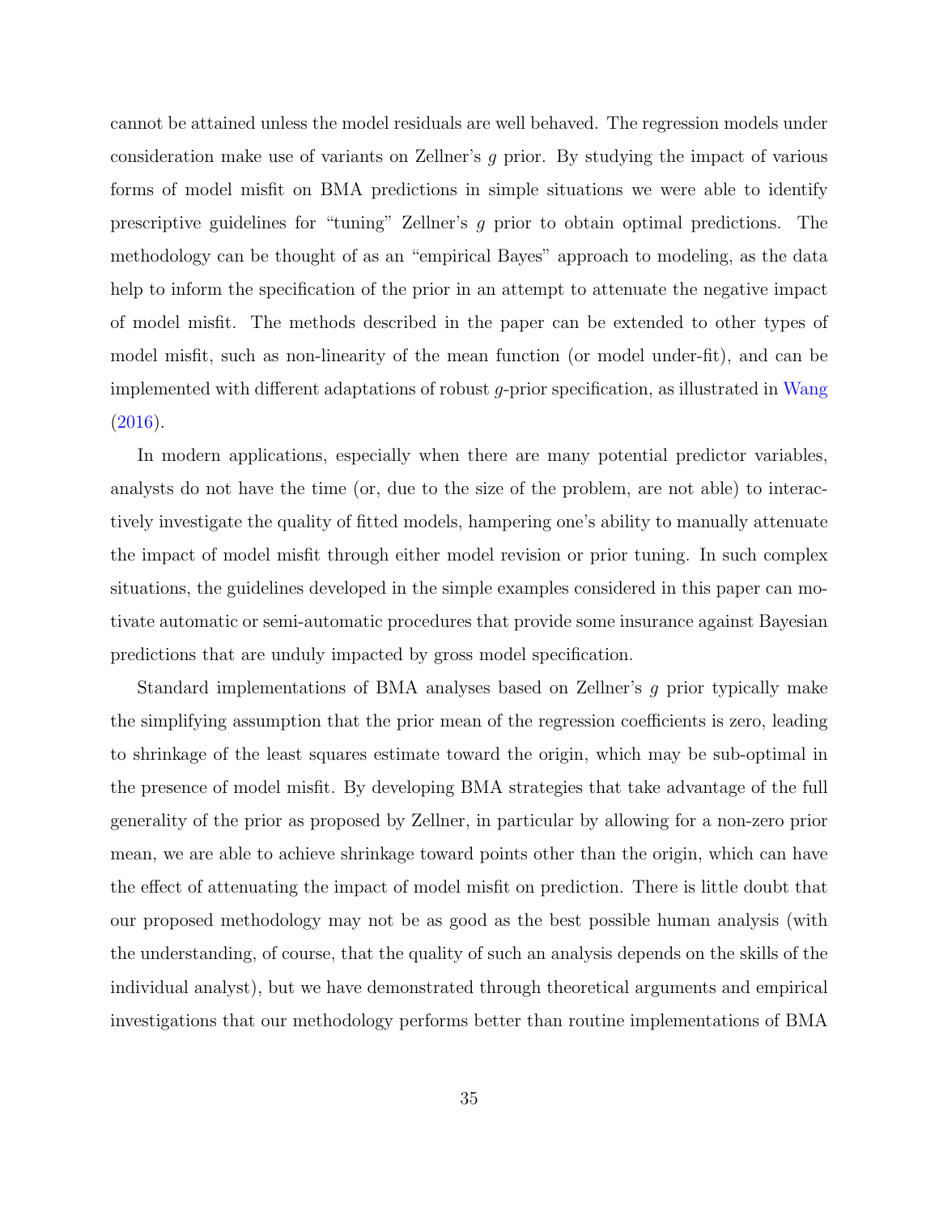cannot be attained unless the model residuals are well behaved. The regression models under consideration make use of variants on Zellner's $g$ prior. By studying the impact of various forms of model misfit on BMA predictions in simple situations we were able to identify prescriptive guidelines for "tuning" Zellner's $g$ prior to obtain optimal predictions. The methodology can be thought of as an "empirical Bayes" approach to modeling, as the data help to inform the specification of the prior in an attempt to attenuate the negative impact of model misfit. The methods described in the paper can be extended to other types of model misfit, such as non-linearity of the mean function (or model under-fit), and can be implemented with different adaptations of robust $g$-prior specification, as illustrated in Wang (2016).

In modern applications, especially when there are many potential predictor variables, analysts do not have the time (or, due to the size of the problem, are not able) to interactively investigate the quality of fitted models, hampering one's ability to manually attenuate the impact of model misfit through either model revision or prior tuning. In such complex situations, the guidelines developed in the simple examples considered in this paper can motivate automatic or semi-automatic procedures that provide some insurance against Bayesian predictions that are unduly impacted by gross model specification.

Standard implementations of BMA analyses based on Zellner's $g$ prior typically make the simplifying assumption that the prior mean of the regression coefficients is zero, leading to shrinkage of the least squares estimate toward the origin, which may be sub-optimal in the presence of model misfit. By developing BMA strategies that take advantage of the full generality of the prior as proposed by Zellner, in particular by allowing for a non-zero prior mean, we are able to achieve shrinkage toward points other than the origin, which can have the effect of attenuating the impact of model misfit on prediction. There is little doubt that our proposed methodology may not be as good as the best possible human analysis (with the understanding, of course, that the quality of such an analysis depends on the skills of the individual analyst), but we have demonstrated through theoretical arguments and empirical investigations that our methodology performs better than routine implementations of BMA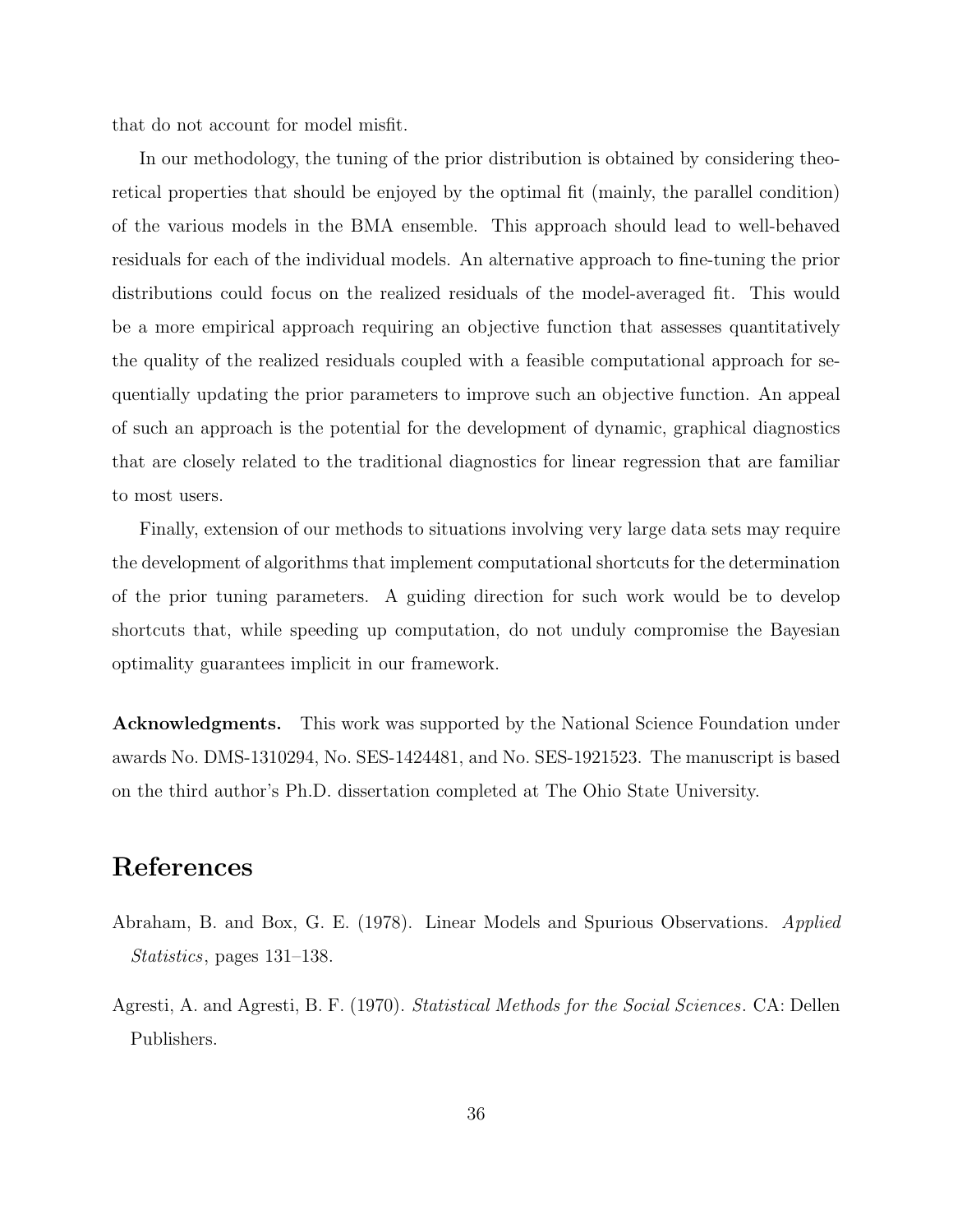that do not account for model misfit.

In our methodology, the tuning of the prior distribution is obtained by considering theoretical properties that should be enjoyed by the optimal fit (mainly, the parallel condition) of the various models in the BMA ensemble. This approach should lead to well-behaved residuals for each of the individual models. An alternative approach to fine-tuning the prior distributions could focus on the realized residuals of the model-averaged fit. This would be a more empirical approach requiring an objective function that assesses quantitatively the quality of the realized residuals coupled with a feasible computational approach for sequentially updating the prior parameters to improve such an objective function. An appeal of such an approach is the potential for the development of dynamic, graphical diagnostics that are closely related to the traditional diagnostics for linear regression that are familiar to most users.

Finally, extension of our methods to situations involving very large data sets may require the development of algorithms that implement computational shortcuts for the determination of the prior tuning parameters. A guiding direction for such work would be to develop shortcuts that, while speeding up computation, do not unduly compromise the Bayesian optimality guarantees implicit in our framework.

**Acknowledgments.** This work was supported by the National Science Foundation under awards No. DMS-1310294, No. SES-1424481, and No. SES-1921523. The manuscript is based on the third author's Ph.D. dissertation completed at The Ohio State University.

# References

Abraham, B. and Box, G. E. (1978). Linear Models and Spurious Observations. *Applied Statistics*, pages 131–138.

Agresti, A. and Agresti, B. F. (1970). *Statistical Methods for the Social Sciences*. CA: Dellen Publishers.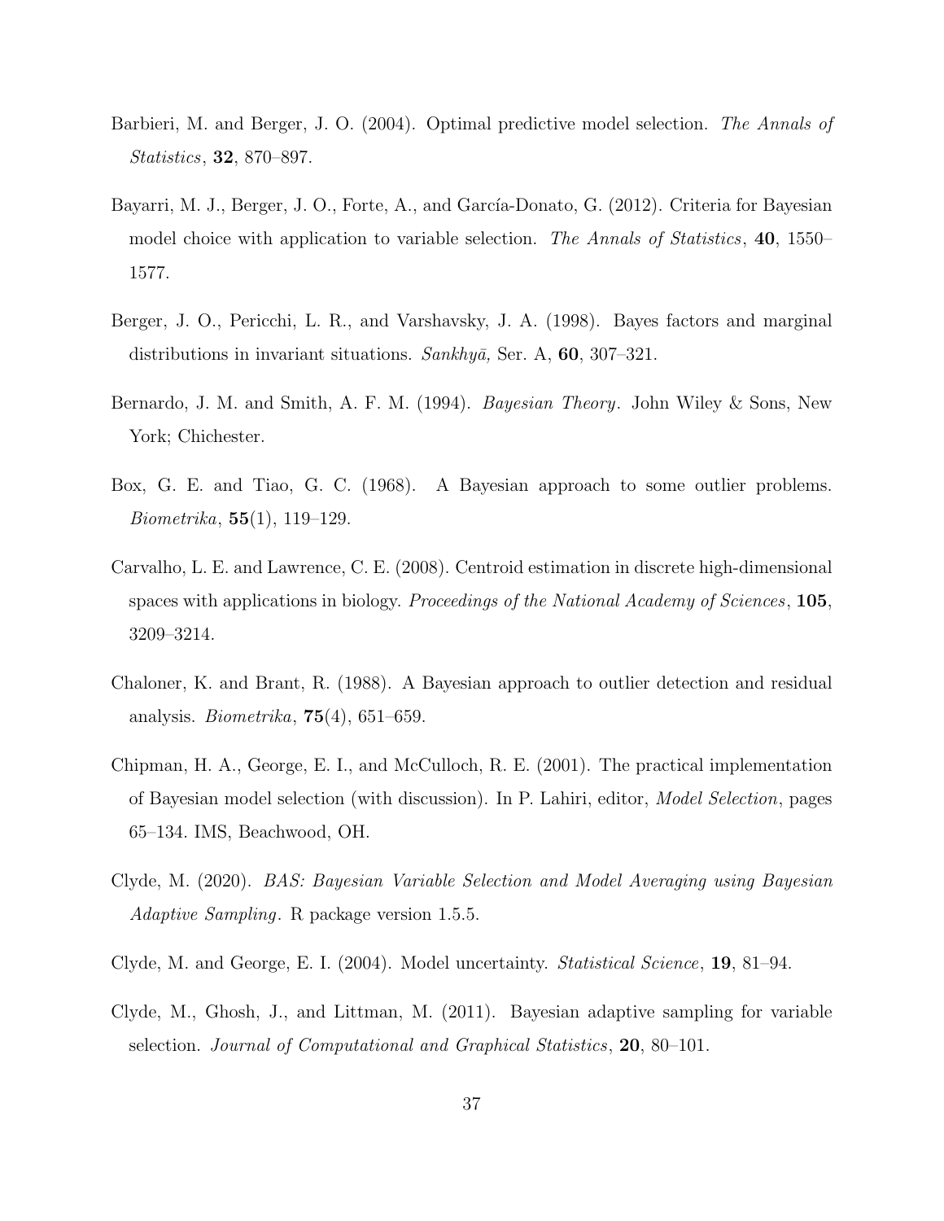Barbieri, M. and Berger, J. O. (2004). Optimal predictive model selection. *The Annals of Statistics*, **32**, 870–897.

Bayarri, M. J., Berger, J. O., Forte, A., and García-Donato, G. (2012). Criteria for Bayesian model choice with application to variable selection. *The Annals of Statistics*, **40**, 1550–1577.

Berger, J. O., Pericchi, L. R., and Varshavsky, J. A. (1998). Bayes factors and marginal distributions in invariant situations. *Sankhyā,* Ser. A, **60**, 307–321.

Bernardo, J. M. and Smith, A. F. M. (1994). *Bayesian Theory*. John Wiley & Sons, New York; Chichester.

Box, G. E. and Tiao, G. C. (1968). A Bayesian approach to some outlier problems. *Biometrika*, **55**(1), 119–129.

Carvalho, L. E. and Lawrence, C. E. (2008). Centroid estimation in discrete high-dimensional spaces with applications in biology. *Proceedings of the National Academy of Sciences*, **105**, 3209–3214.

Chaloner, K. and Brant, R. (1988). A Bayesian approach to outlier detection and residual analysis. *Biometrika*, **75**(4), 651–659.

Chipman, H. A., George, E. I., and McCulloch, R. E. (2001). The practical implementation of Bayesian model selection (with discussion). In P. Lahiri, editor, *Model Selection*, pages 65–134. IMS, Beachwood, OH.

Clyde, M. (2020). *BAS: Bayesian Variable Selection and Model Averaging using Bayesian Adaptive Sampling*. R package version 1.5.5.

Clyde, M. and George, E. I. (2004). Model uncertainty. *Statistical Science*, **19**, 81–94.

Clyde, M., Ghosh, J., and Littman, M. (2011). Bayesian adaptive sampling for variable selection. *Journal of Computational and Graphical Statistics*, **20**, 80–101.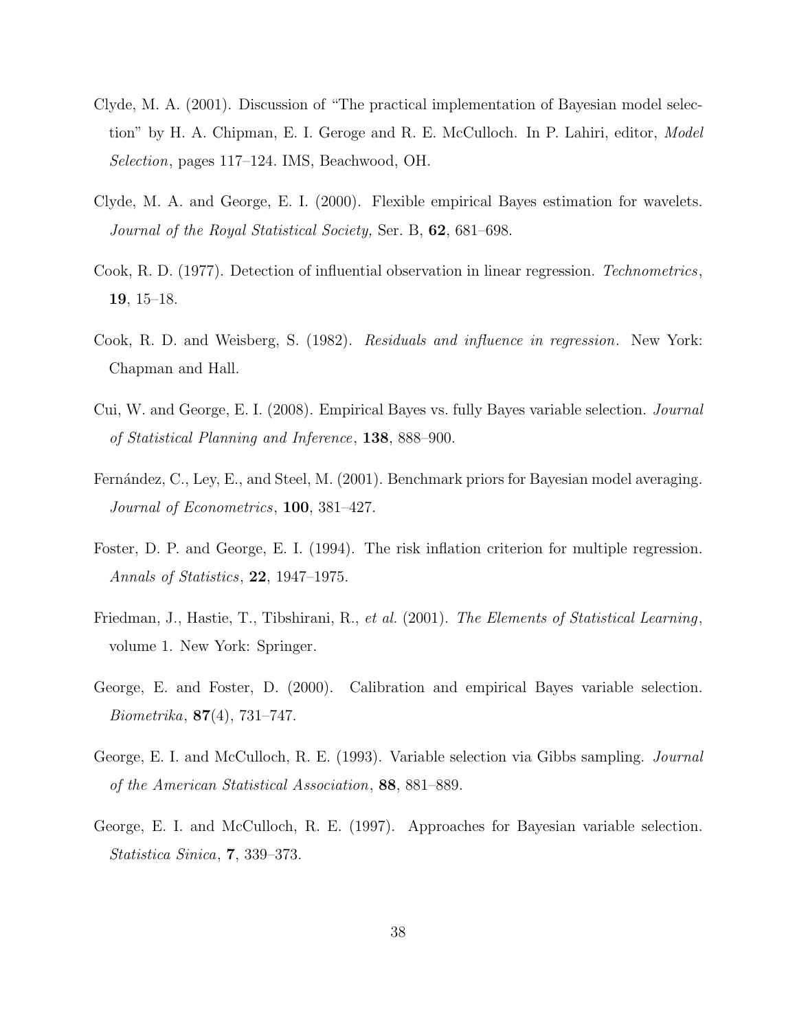Clyde, M. A. (2001). Discussion of "The practical implementation of Bayesian model selection" by H. A. Chipman, E. I. Geroge and R. E. McCulloch. In P. Lahiri, editor, *Model Selection*, pages 117–124. IMS, Beachwood, OH.

Clyde, M. A. and George, E. I. (2000). Flexible empirical Bayes estimation for wavelets. *Journal of the Royal Statistical Society,* Ser. B, **62**, 681–698.

Cook, R. D. (1977). Detection of influential observation in linear regression. *Technometrics*, **19**, 15–18.

Cook, R. D. and Weisberg, S. (1982). *Residuals and influence in regression*. New York: Chapman and Hall.

Cui, W. and George, E. I. (2008). Empirical Bayes vs. fully Bayes variable selection. *Journal of Statistical Planning and Inference*, **138**, 888–900.

Fernández, C., Ley, E., and Steel, M. (2001). Benchmark priors for Bayesian model averaging. *Journal of Econometrics*, **100**, 381–427.

Foster, D. P. and George, E. I. (1994). The risk inflation criterion for multiple regression. *Annals of Statistics*, **22**, 1947–1975.

Friedman, J., Hastie, T., Tibshirani, R., *et al.* (2001). *The Elements of Statistical Learning*, volume 1. New York: Springer.

George, E. and Foster, D. (2000). Calibration and empirical Bayes variable selection. *Biometrika*, **87**(4), 731–747.

George, E. I. and McCulloch, R. E. (1993). Variable selection via Gibbs sampling. *Journal of the American Statistical Association*, **88**, 881–889.

George, E. I. and McCulloch, R. E. (1997). Approaches for Bayesian variable selection. *Statistica Sinica*, **7**, 339–373.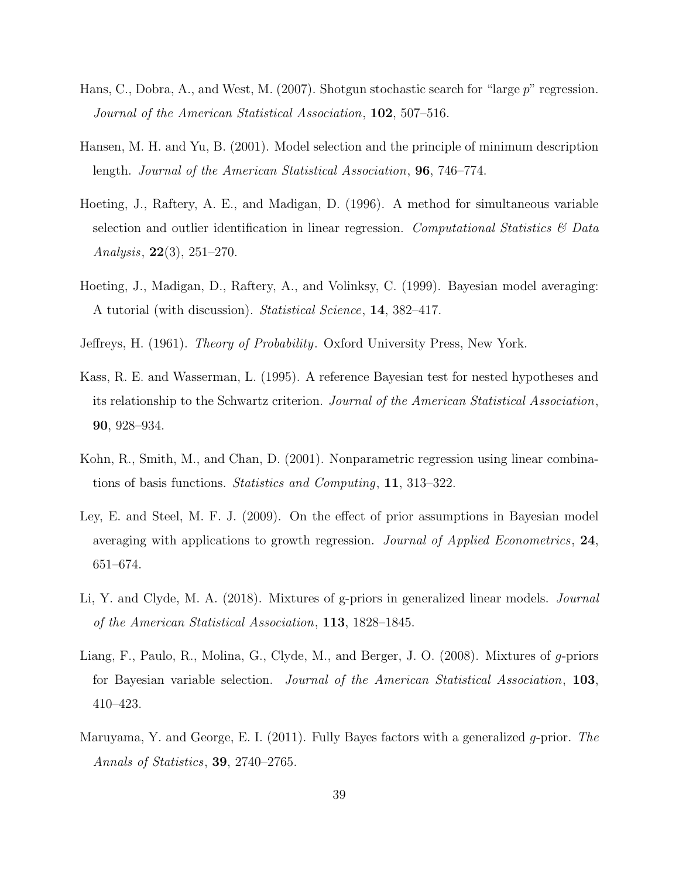Hans, C., Dobra, A., and West, M. (2007). Shotgun stochastic search for "large $p$" regression. *Journal of the American Statistical Association*, **102**, 507–516.

Hansen, M. H. and Yu, B. (2001). Model selection and the principle of minimum description length. *Journal of the American Statistical Association*, **96**, 746–774.

Hoeting, J., Raftery, A. E., and Madigan, D. (1996). A method for simultaneous variable selection and outlier identification in linear regression. *Computational Statistics & Data Analysis*, **22**(3), 251–270.

Hoeting, J., Madigan, D., Raftery, A., and Volinksy, C. (1999). Bayesian model averaging: A tutorial (with discussion). *Statistical Science*, **14**, 382–417.

Jeffreys, H. (1961). *Theory of Probability*. Oxford University Press, New York.

Kass, R. E. and Wasserman, L. (1995). A reference Bayesian test for nested hypotheses and its relationship to the Schwartz criterion. *Journal of the American Statistical Association*, **90**, 928–934.

Kohn, R., Smith, M., and Chan, D. (2001). Nonparametric regression using linear combinations of basis functions. *Statistics and Computing*, **11**, 313–322.

Ley, E. and Steel, M. F. J. (2009). On the effect of prior assumptions in Bayesian model averaging with applications to growth regression. *Journal of Applied Econometrics*, **24**, 651–674.

Li, Y. and Clyde, M. A. (2018). Mixtures of g-priors in generalized linear models. *Journal of the American Statistical Association*, **113**, 1828–1845.

Liang, F., Paulo, R., Molina, G., Clyde, M., and Berger, J. O. (2008). Mixtures of $g$-priors for Bayesian variable selection. *Journal of the American Statistical Association*, **103**, 410–423.

Maruyama, Y. and George, E. I. (2011). Fully Bayes factors with a generalized $g$-prior. *The Annals of Statistics*, **39**, 2740–2765.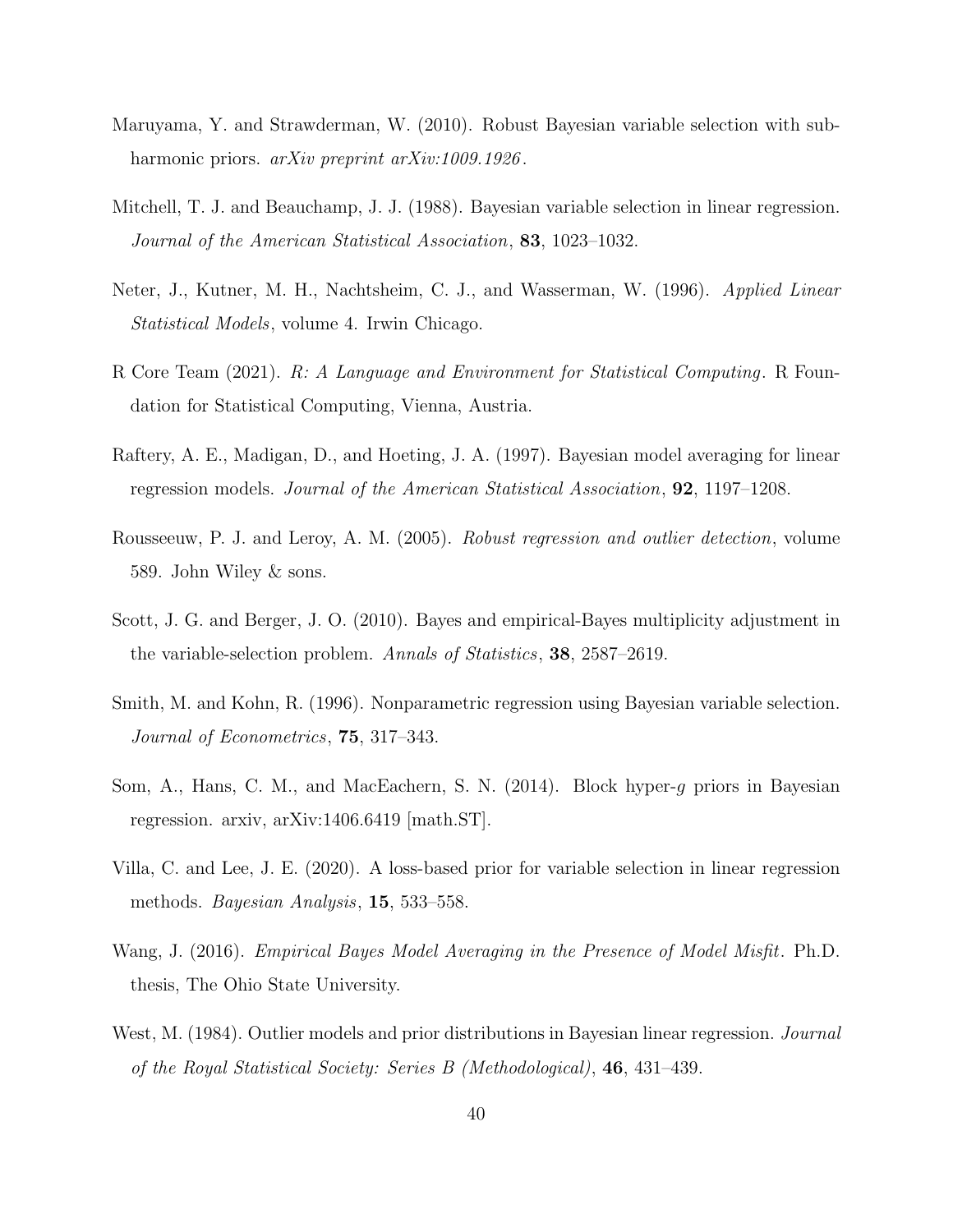Maruyama, Y. and Strawderman, W. (2010). Robust Bayesian variable selection with subharmonic priors. *arXiv preprint arXiv:1009.1926*.

Mitchell, T. J. and Beauchamp, J. J. (1988). Bayesian variable selection in linear regression. *Journal of the American Statistical Association*, **83**, 1023–1032.

Neter, J., Kutner, M. H., Nachtsheim, C. J., and Wasserman, W. (1996). *Applied Linear Statistical Models*, volume 4. Irwin Chicago.

R Core Team (2021). *R: A Language and Environment for Statistical Computing*. R Foundation for Statistical Computing, Vienna, Austria.

Raftery, A. E., Madigan, D., and Hoeting, J. A. (1997). Bayesian model averaging for linear regression models. *Journal of the American Statistical Association*, **92**, 1197–1208.

Rousseeuw, P. J. and Leroy, A. M. (2005). *Robust regression and outlier detection*, volume 589. John Wiley & sons.

Scott, J. G. and Berger, J. O. (2010). Bayes and empirical-Bayes multiplicity adjustment in the variable-selection problem. *Annals of Statistics*, **38**, 2587–2619.

Smith, M. and Kohn, R. (1996). Nonparametric regression using Bayesian variable selection. *Journal of Econometrics*, **75**, 317–343.

Som, A., Hans, C. M., and MacEachern, S. N. (2014). Block hyper-$g$ priors in Bayesian regression. arxiv, arXiv:1406.6419 [math.ST].

Villa, C. and Lee, J. E. (2020). A loss-based prior for variable selection in linear regression methods. *Bayesian Analysis*, **15**, 533–558.

Wang, J. (2016). *Empirical Bayes Model Averaging in the Presence of Model Misfit*. Ph.D. thesis, The Ohio State University.

West, M. (1984). Outlier models and prior distributions in Bayesian linear regression. *Journal of the Royal Statistical Society: Series B (Methodological)*, **46**, 431–439.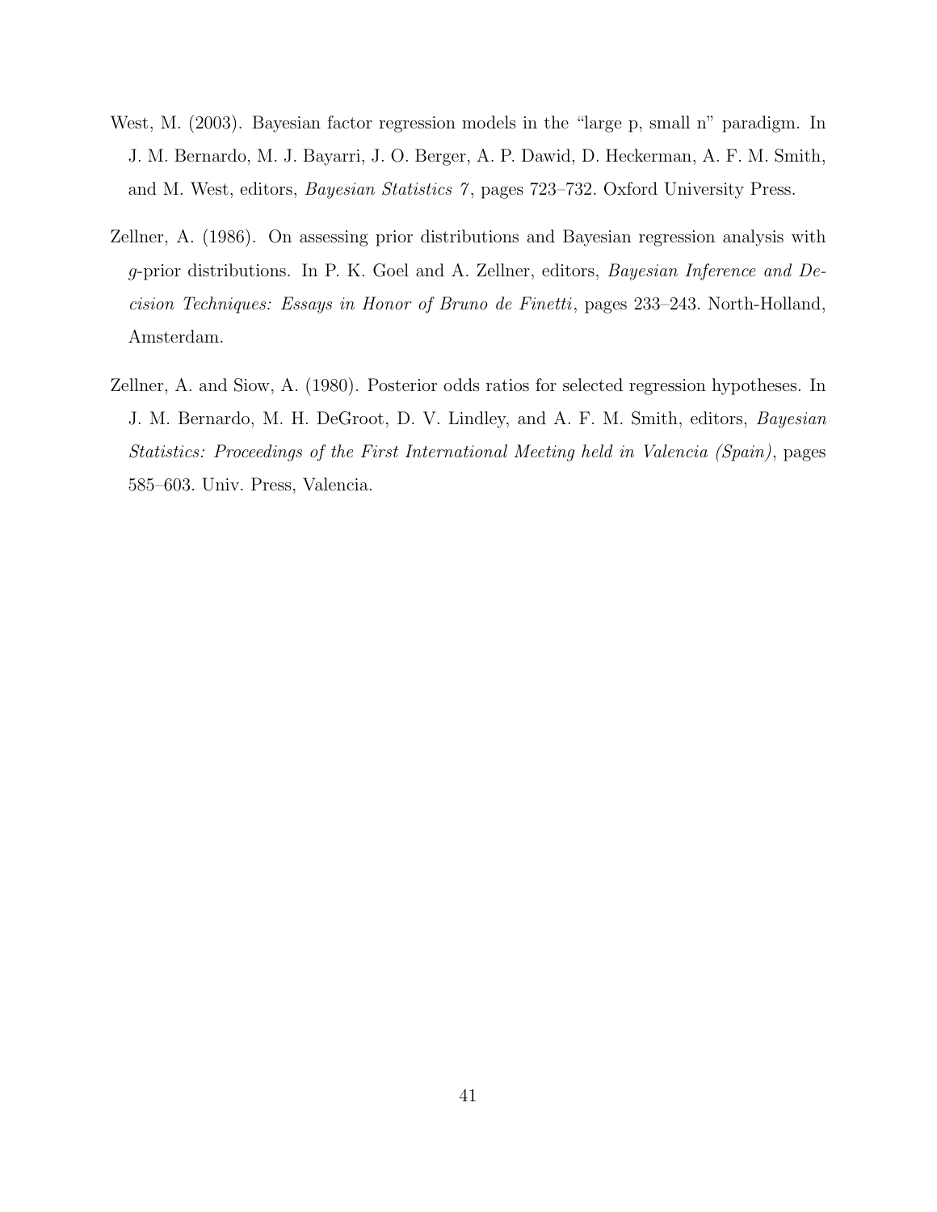West, M. (2003). Bayesian factor regression models in the "large p, small n" paradigm. In J. M. Bernardo, M. J. Bayarri, J. O. Berger, A. P. Dawid, D. Heckerman, A. F. M. Smith, and M. West, editors, *Bayesian Statistics 7*, pages 723–732. Oxford University Press.

Zellner, A. (1986). On assessing prior distributions and Bayesian regression analysis with $g$-prior distributions. In P. K. Goel and A. Zellner, editors, *Bayesian Inference and Decision Techniques: Essays in Honor of Bruno de Finetti*, pages 233–243. North-Holland, Amsterdam.

Zellner, A. and Siow, A. (1980). Posterior odds ratios for selected regression hypotheses. In J. M. Bernardo, M. H. DeGroot, D. V. Lindley, and A. F. M. Smith, editors, *Bayesian Statistics: Proceedings of the First International Meeting held in Valencia (Spain)*, pages 585–603. Univ. Press, Valencia.